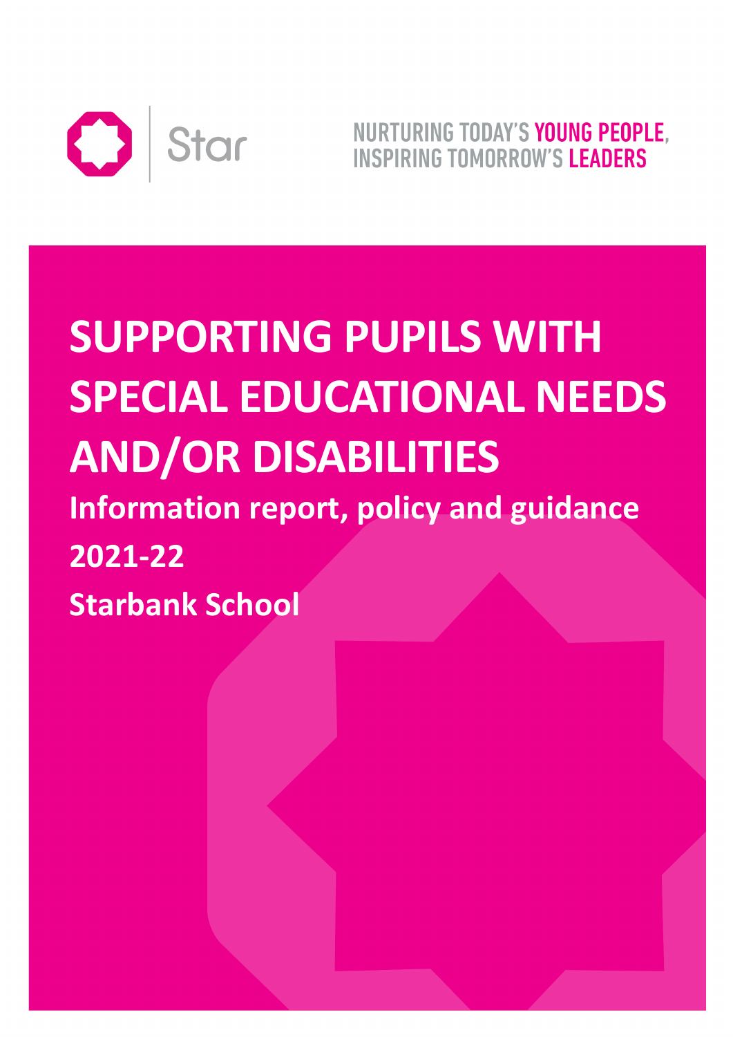Star

NURTURING TODAY'S **YOUNG PEOPLE**, INSPIRING TOMORROW'S **LEADERS**

# SUPPORTING PUPILS WITH SPECIAL EDUCATIONAL NEEDS AND/OR DISABILITIES

**Information report, policy and guidance**

**2021-22**

**Starbank School**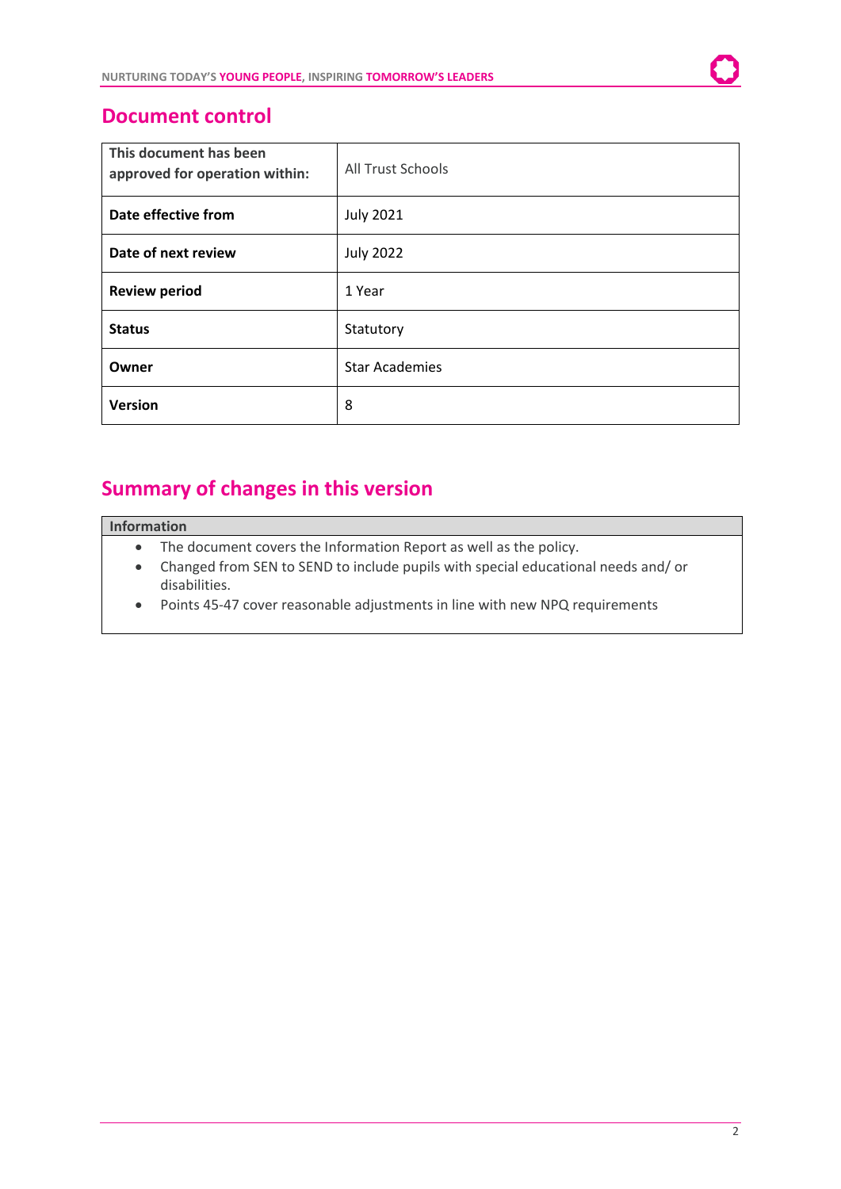## Document control

| This document has been approved for operation within: | All Trust Schools |
|---|---|
| **Date effective from** | July 2021 |
| **Date of next review** | July 2022 |
| **Review period** | 1 Year |
| **Status** | Statutory |
| **Owner** | Star Academies |
| **Version** | 8 |

## Summary of changes in this version

| Information |
|---|
| • The document covers the Information Report as well as the policy.<br>• Changed from SEN to SEND to include pupils with special educational needs and/ or disabilities.<br>• Points 45-47 cover reasonable adjustments in line with new NPQ requirements |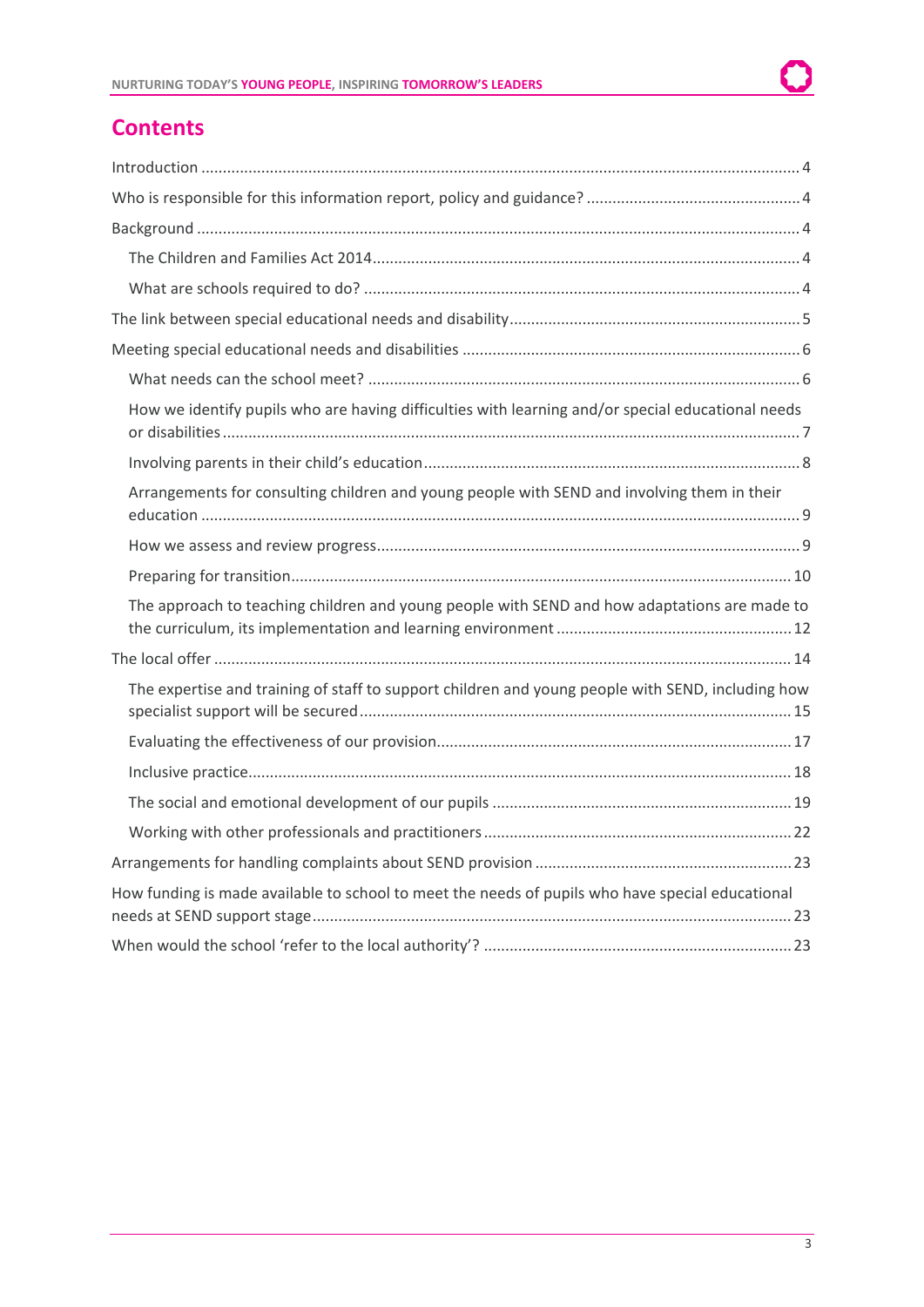## Contents

- Introduction ... 4
- Who is responsible for this information report, policy and guidance? ... 4
- Background ... 4
  - The Children and Families Act 2014 ... 4
  - What are schools required to do? ... 4
- The link between special educational needs and disability ... 5
- Meeting special educational needs and disabilities ... 6
  - What needs can the school meet? ... 6
  - How we identify pupils who are having difficulties with learning and/or special educational needs or disabilities ... 7
  - Involving parents in their child's education ... 8
  - Arrangements for consulting children and young people with SEND and involving them in their education ... 9
  - How we assess and review progress ... 9
  - Preparing for transition ... 10
  - The approach to teaching children and young people with SEND and how adaptations are made to the curriculum, its implementation and learning environment ... 12
- The local offer ... 14
  - The expertise and training of staff to support children and young people with SEND, including how specialist support will be secured ... 15
  - Evaluating the effectiveness of our provision ... 17
  - Inclusive practice ... 18
  - The social and emotional development of our pupils ... 19
  - Working with other professionals and practitioners ... 22
- Arrangements for handling complaints about SEND provision ... 23
- How funding is made available to school to meet the needs of pupils who have special educational needs at SEND support stage ... 23
- When would the school 'refer to the local authority'? ... 23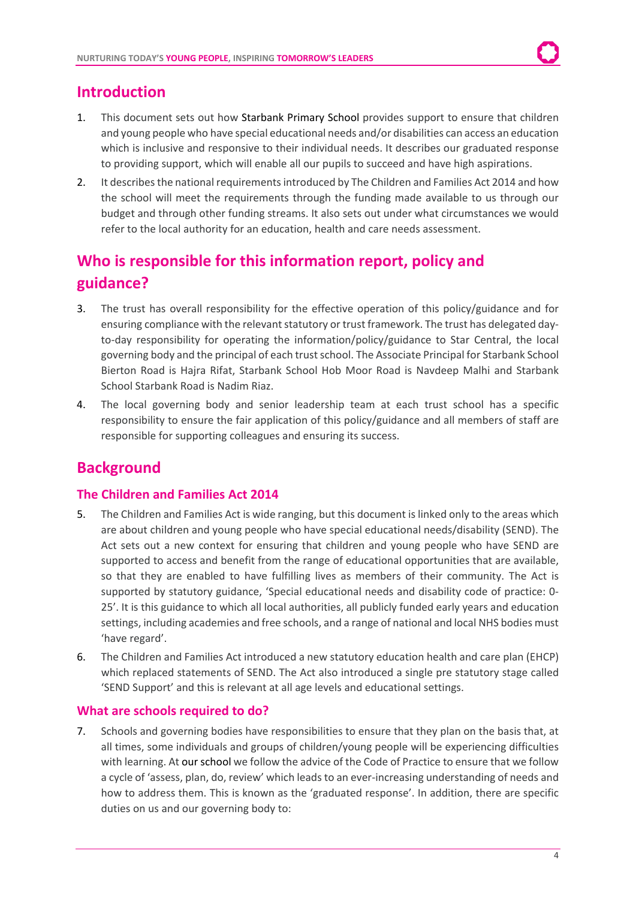## Introduction

1. This document sets out how Starbank Primary School provides support to ensure that children and young people who have special educational needs and/or disabilities can access an education which is inclusive and responsive to their individual needs. It describes our graduated response to providing support, which will enable all our pupils to succeed and have high aspirations.
2. It describes the national requirements introduced by The Children and Families Act 2014 and how the school will meet the requirements through the funding made available to us through our budget and through other funding streams. It also sets out under what circumstances we would refer to the local authority for an education, health and care needs assessment.

## Who is responsible for this information report, policy and guidance?

3. The trust has overall responsibility for the effective operation of this policy/guidance and for ensuring compliance with the relevant statutory or trust framework. The trust has delegated day-to-day responsibility for operating the information/policy/guidance to Star Central, the local governing body and the principal of each trust school. The Associate Principal for Starbank School Bierton Road is Hajra Rifat, Starbank School Hob Moor Road is Navdeep Malhi and Starbank School Starbank Road is Nadim Riaz.
4. The local governing body and senior leadership team at each trust school has a specific responsibility to ensure the fair application of this policy/guidance and all members of staff are responsible for supporting colleagues and ensuring its success.

## Background

### The Children and Families Act 2014

5. The Children and Families Act is wide ranging, but this document is linked only to the areas which are about children and young people who have special educational needs/disability (SEND). The Act sets out a new context for ensuring that children and young people who have SEND are supported to access and benefit from the range of educational opportunities that are available, so that they are enabled to have fulfilling lives as members of their community. The Act is supported by statutory guidance, 'Special educational needs and disability code of practice: 0-25'. It is this guidance to which all local authorities, all publicly funded early years and education settings, including academies and free schools, and a range of national and local NHS bodies must 'have regard'.
6. The Children and Families Act introduced a new statutory education health and care plan (EHCP) which replaced statements of SEND. The Act also introduced a single pre statutory stage called 'SEND Support' and this is relevant at all age levels and educational settings.

### What are schools required to do?

7. Schools and governing bodies have responsibilities to ensure that they plan on the basis that, at all times, some individuals and groups of children/young people will be experiencing difficulties with learning. At our school we follow the advice of the Code of Practice to ensure that we follow a cycle of 'assess, plan, do, review' which leads to an ever-increasing understanding of needs and how to address them. This is known as the 'graduated response'. In addition, there are specific duties on us and our governing body to: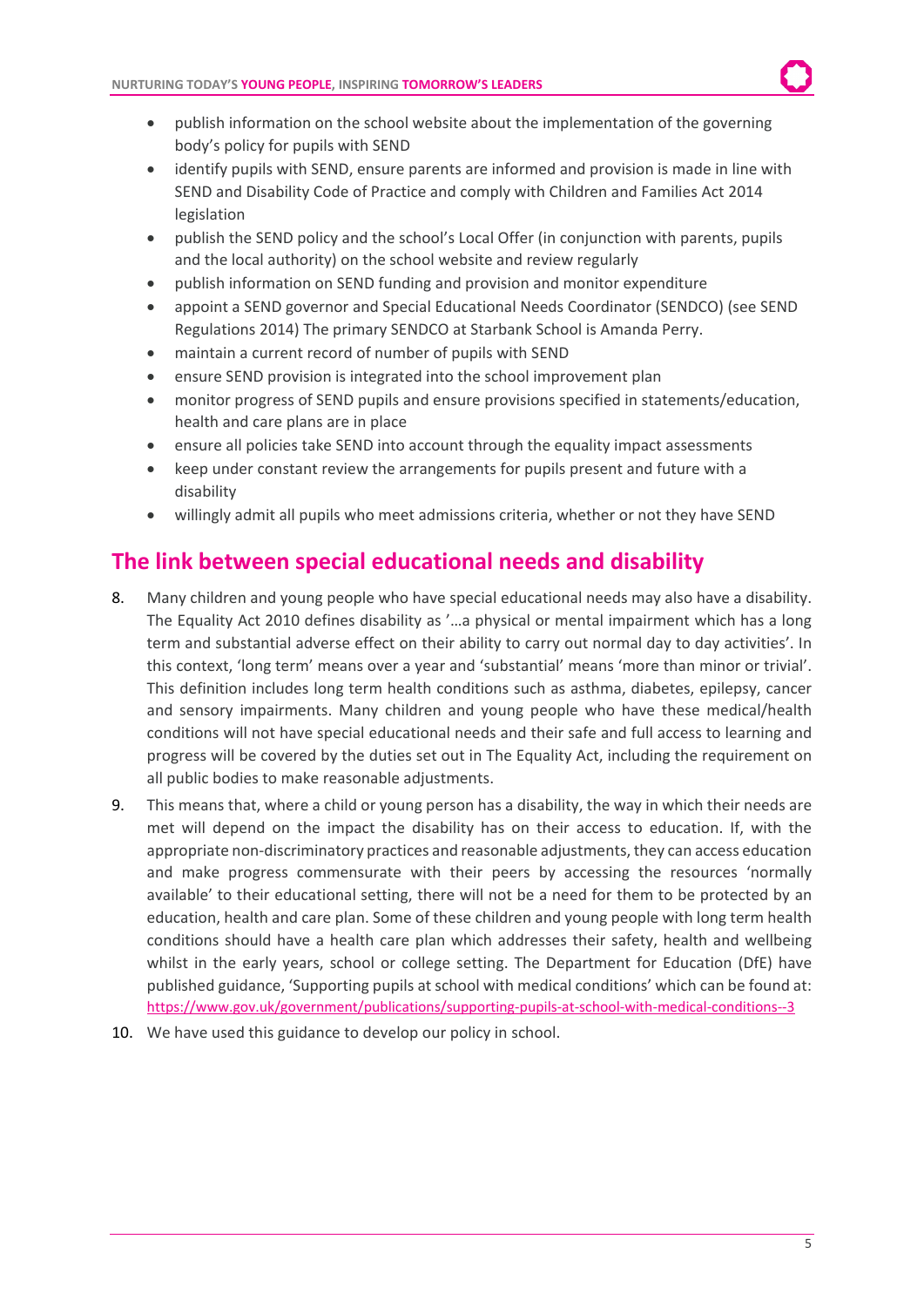- publish information on the school website about the implementation of the governing body's policy for pupils with SEND
- identify pupils with SEND, ensure parents are informed and provision is made in line with SEND and Disability Code of Practice and comply with Children and Families Act 2014 legislation
- publish the SEND policy and the school's Local Offer (in conjunction with parents, pupils and the local authority) on the school website and review regularly
- publish information on SEND funding and provision and monitor expenditure
- appoint a SEND governor and Special Educational Needs Coordinator (SENDCO) (see SEND Regulations 2014) The primary SENDCO at Starbank School is Amanda Perry.
- maintain a current record of number of pupils with SEND
- ensure SEND provision is integrated into the school improvement plan
- monitor progress of SEND pupils and ensure provisions specified in statements/education, health and care plans are in place
- ensure all policies take SEND into account through the equality impact assessments
- keep under constant review the arrangements for pupils present and future with a disability
- willingly admit all pupils who meet admissions criteria, whether or not they have SEND

## The link between special educational needs and disability

8. Many children and young people who have special educational needs may also have a disability. The Equality Act 2010 defines disability as '…a physical or mental impairment which has a long term and substantial adverse effect on their ability to carry out normal day to day activities'. In this context, 'long term' means over a year and 'substantial' means 'more than minor or trivial'. This definition includes long term health conditions such as asthma, diabetes, epilepsy, cancer and sensory impairments. Many children and young people who have these medical/health conditions will not have special educational needs and their safe and full access to learning and progress will be covered by the duties set out in The Equality Act, including the requirement on all public bodies to make reasonable adjustments.
9. This means that, where a child or young person has a disability, the way in which their needs are met will depend on the impact the disability has on their access to education. If, with the appropriate non-discriminatory practices and reasonable adjustments, they can access education and make progress commensurate with their peers by accessing the resources 'normally available' to their educational setting, there will not be a need for them to be protected by an education, health and care plan. Some of these children and young people with long term health conditions should have a health care plan which addresses their safety, health and wellbeing whilst in the early years, school or college setting. The Department for Education (DfE) have published guidance, 'Supporting pupils at school with medical conditions' which can be found at: https://www.gov.uk/government/publications/supporting-pupils-at-school-with-medical-conditions--3
10. We have used this guidance to develop our policy in school.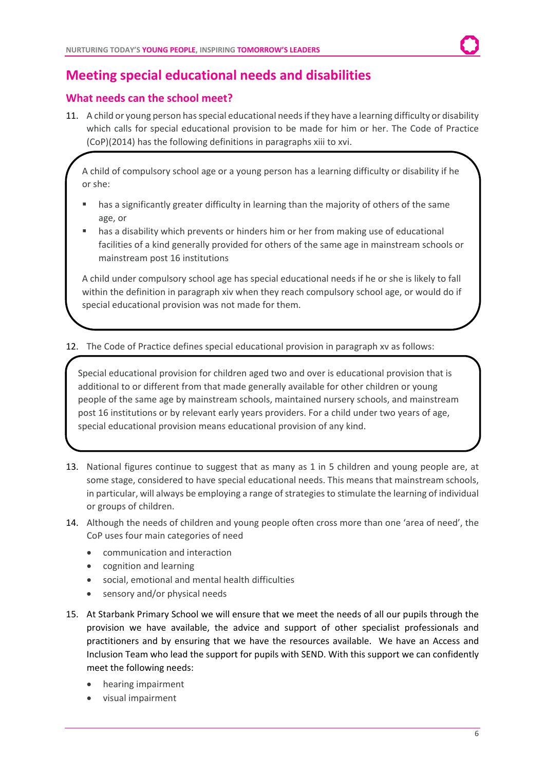## Meeting special educational needs and disabilities

### What needs can the school meet?

11. A child or young person has special educational needs if they have a learning difficulty or disability which calls for special educational provision to be made for him or her. The Code of Practice (CoP)(2014) has the following definitions in paragraphs xiii to xvi.

> A child of compulsory school age or a young person has a learning difficulty or disability if he or she:
>
> - has a significantly greater difficulty in learning than the majority of others of the same age, or
> - has a disability which prevents or hinders him or her from making use of educational facilities of a kind generally provided for others of the same age in mainstream schools or mainstream post 16 institutions
>
> A child under compulsory school age has special educational needs if he or she is likely to fall within the definition in paragraph xiv when they reach compulsory school age, or would do if special educational provision was not made for them.

12. The Code of Practice defines special educational provision in paragraph xv as follows:

> Special educational provision for children aged two and over is educational provision that is additional to or different from that made generally available for other children or young people of the same age by mainstream schools, maintained nursery schools, and mainstream post 16 institutions or by relevant early years providers. For a child under two years of age, special educational provision means educational provision of any kind.

13. National figures continue to suggest that as many as 1 in 5 children and young people are, at some stage, considered to have special educational needs. This means that mainstream schools, in particular, will always be employing a range of strategies to stimulate the learning of individual or groups of children.

14. Although the needs of children and young people often cross more than one 'area of need', the CoP uses four main categories of need

    - communication and interaction
    - cognition and learning
    - social, emotional and mental health difficulties
    - sensory and/or physical needs

15. At Starbank Primary School we will ensure that we meet the needs of all our pupils through the provision we have available, the advice and support of other specialist professionals and practitioners and by ensuring that we have the resources available. We have an Access and Inclusion Team who lead the support for pupils with SEND. With this support we can confidently meet the following needs:

    - hearing impairment
    - visual impairment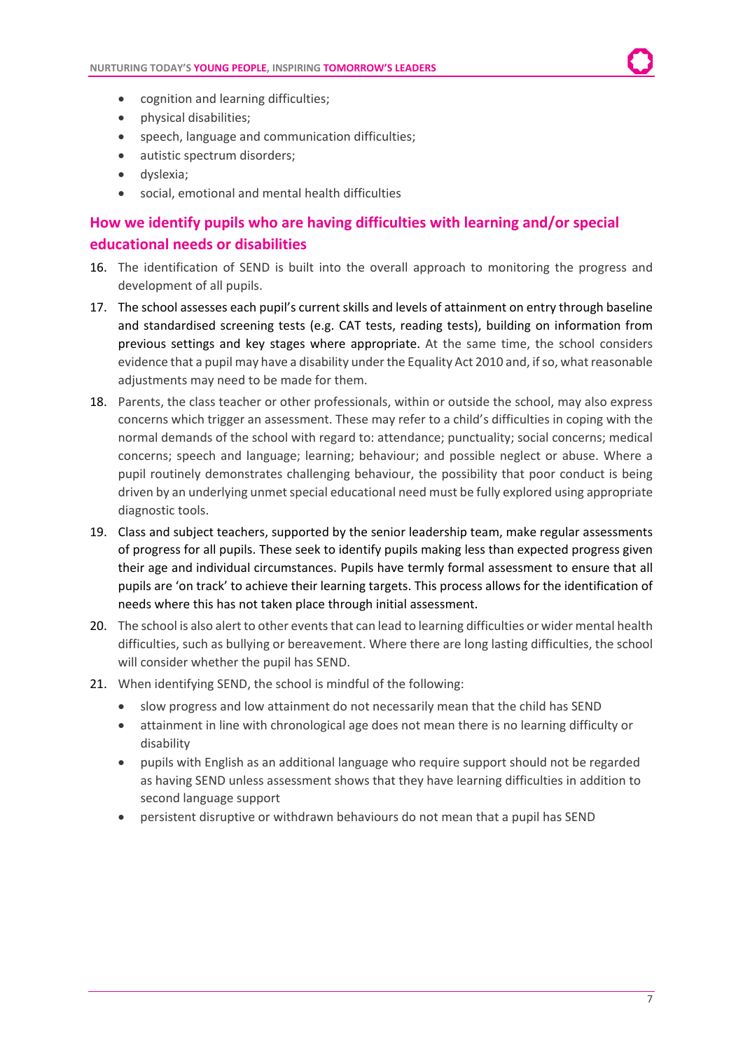- cognition and learning difficulties;
- physical disabilities;
- speech, language and communication difficulties;
- autistic spectrum disorders;
- dyslexia;
- social, emotional and mental health difficulties

## How we identify pupils who are having difficulties with learning and/or special educational needs or disabilities

16. The identification of SEND is built into the overall approach to monitoring the progress and development of all pupils.
17. The school assesses each pupil's current skills and levels of attainment on entry through baseline and standardised screening tests (e.g. CAT tests, reading tests), building on information from previous settings and key stages where appropriate. At the same time, the school considers evidence that a pupil may have a disability under the Equality Act 2010 and, if so, what reasonable adjustments may need to be made for them.
18. Parents, the class teacher or other professionals, within or outside the school, may also express concerns which trigger an assessment. These may refer to a child's difficulties in coping with the normal demands of the school with regard to: attendance; punctuality; social concerns; medical concerns; speech and language; learning; behaviour; and possible neglect or abuse. Where a pupil routinely demonstrates challenging behaviour, the possibility that poor conduct is being driven by an underlying unmet special educational need must be fully explored using appropriate diagnostic tools.
19. Class and subject teachers, supported by the senior leadership team, make regular assessments of progress for all pupils. These seek to identify pupils making less than expected progress given their age and individual circumstances. Pupils have termly formal assessment to ensure that all pupils are 'on track' to achieve their learning targets. This process allows for the identification of needs where this has not taken place through initial assessment.
20. The school is also alert to other events that can lead to learning difficulties or wider mental health difficulties, such as bullying or bereavement. Where there are long lasting difficulties, the school will consider whether the pupil has SEND.
21. When identifying SEND, the school is mindful of the following:
    - slow progress and low attainment do not necessarily mean that the child has SEND
    - attainment in line with chronological age does not mean there is no learning difficulty or disability
    - pupils with English as an additional language who require support should not be regarded as having SEND unless assessment shows that they have learning difficulties in addition to second language support
    - persistent disruptive or withdrawn behaviours do not mean that a pupil has SEND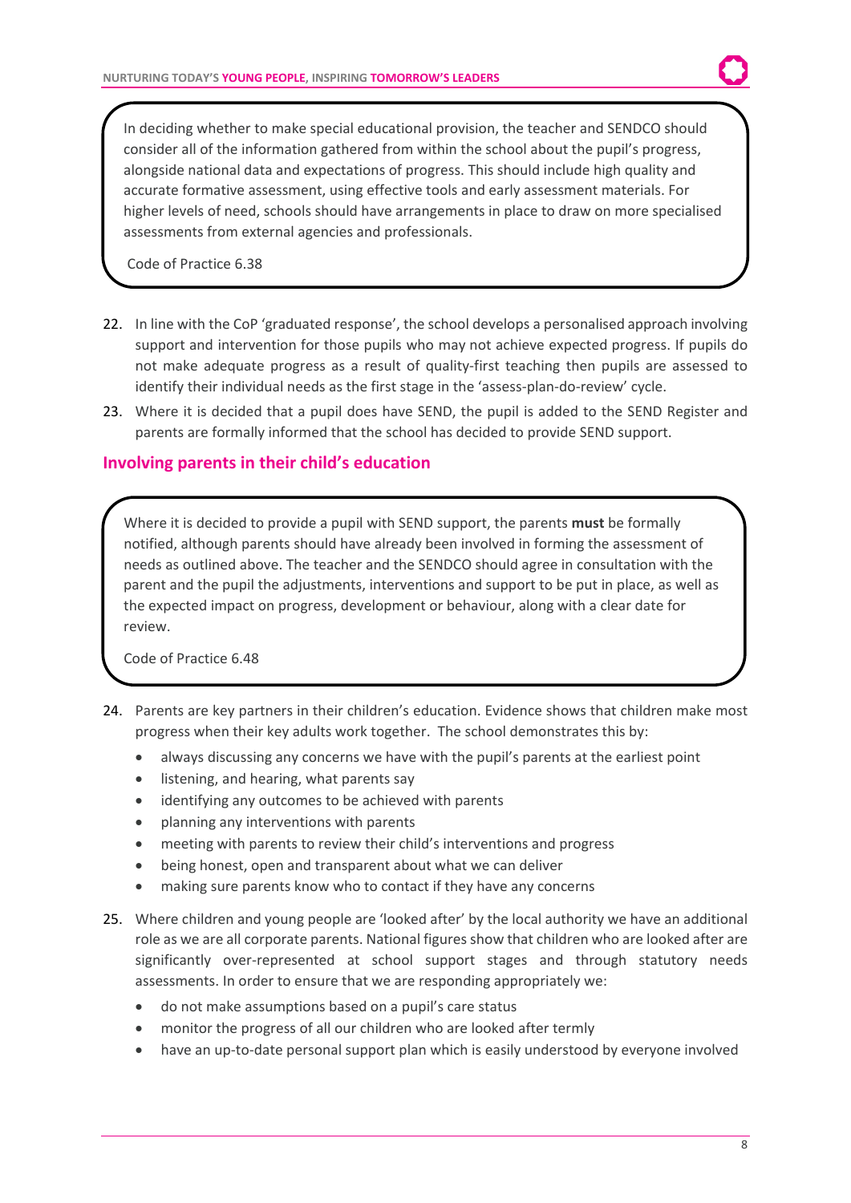> In deciding whether to make special educational provision, the teacher and SENDCO should consider all of the information gathered from within the school about the pupil's progress, alongside national data and expectations of progress. This should include high quality and accurate formative assessment, using effective tools and early assessment materials. For higher levels of need, schools should have arrangements in place to draw on more specialised assessments from external agencies and professionals.
>
> Code of Practice 6.38

22. In line with the CoP 'graduated response', the school develops a personalised approach involving support and intervention for those pupils who may not achieve expected progress. If pupils do not make adequate progress as a result of quality-first teaching then pupils are assessed to identify their individual needs as the first stage in the 'assess-plan-do-review' cycle.
23. Where it is decided that a pupil does have SEND, the pupil is added to the SEND Register and parents are formally informed that the school has decided to provide SEND support.

## Involving parents in their child's education

> Where it is decided to provide a pupil with SEND support, the parents **must** be formally notified, although parents should have already been involved in forming the assessment of needs as outlined above. The teacher and the SENDCO should agree in consultation with the parent and the pupil the adjustments, interventions and support to be put in place, as well as the expected impact on progress, development or behaviour, along with a clear date for review.
>
> Code of Practice 6.48

24. Parents are key partners in their children's education. Evidence shows that children make most progress when their key adults work together. The school demonstrates this by:
    - always discussing any concerns we have with the pupil's parents at the earliest point
    - listening, and hearing, what parents say
    - identifying any outcomes to be achieved with parents
    - planning any interventions with parents
    - meeting with parents to review their child's interventions and progress
    - being honest, open and transparent about what we can deliver
    - making sure parents know who to contact if they have any concerns
25. Where children and young people are 'looked after' by the local authority we have an additional role as we are all corporate parents. National figures show that children who are looked after are significantly over-represented at school support stages and through statutory needs assessments. In order to ensure that we are responding appropriately we:
    - do not make assumptions based on a pupil's care status
    - monitor the progress of all our children who are looked after termly
    - have an up-to-date personal support plan which is easily understood by everyone involved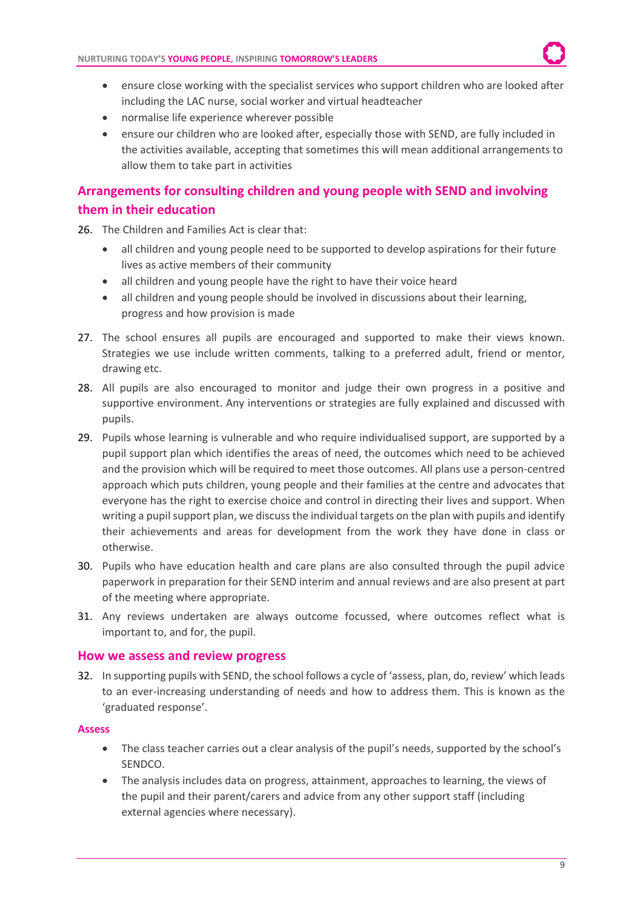- ensure close working with the specialist services who support children who are looked after including the LAC nurse, social worker and virtual headteacher
- normalise life experience wherever possible
- ensure our children who are looked after, especially those with SEND, are fully included in the activities available, accepting that sometimes this will mean additional arrangements to allow them to take part in activities

## Arrangements for consulting children and young people with SEND and involving them in their education

26. The Children and Families Act is clear that:
    - all children and young people need to be supported to develop aspirations for their future lives as active members of their community
    - all children and young people have the right to have their voice heard
    - all children and young people should be involved in discussions about their learning, progress and how provision is made
27. The school ensures all pupils are encouraged and supported to make their views known. Strategies we use include written comments, talking to a preferred adult, friend or mentor, drawing etc.
28. All pupils are also encouraged to monitor and judge their own progress in a positive and supportive environment. Any interventions or strategies are fully explained and discussed with pupils.
29. Pupils whose learning is vulnerable and who require individualised support, are supported by a pupil support plan which identifies the areas of need, the outcomes which need to be achieved and the provision which will be required to meet those outcomes. All plans use a person-centred approach which puts children, young people and their families at the centre and advocates that everyone has the right to exercise choice and control in directing their lives and support. When writing a pupil support plan, we discuss the individual targets on the plan with pupils and identify their achievements and areas for development from the work they have done in class or otherwise.
30. Pupils who have education health and care plans are also consulted through the pupil advice paperwork in preparation for their SEND interim and annual reviews and are also present at part of the meeting where appropriate.
31. Any reviews undertaken are always outcome focussed, where outcomes reflect what is important to, and for, the pupil.

## How we assess and review progress

32. In supporting pupils with SEND, the school follows a cycle of 'assess, plan, do, review' which leads to an ever-increasing understanding of needs and how to address them. This is known as the 'graduated response'.

### Assess

- The class teacher carries out a clear analysis of the pupil's needs, supported by the school's SENDCO.
- The analysis includes data on progress, attainment, approaches to learning, the views of the pupil and their parent/carers and advice from any other support staff (including external agencies where necessary).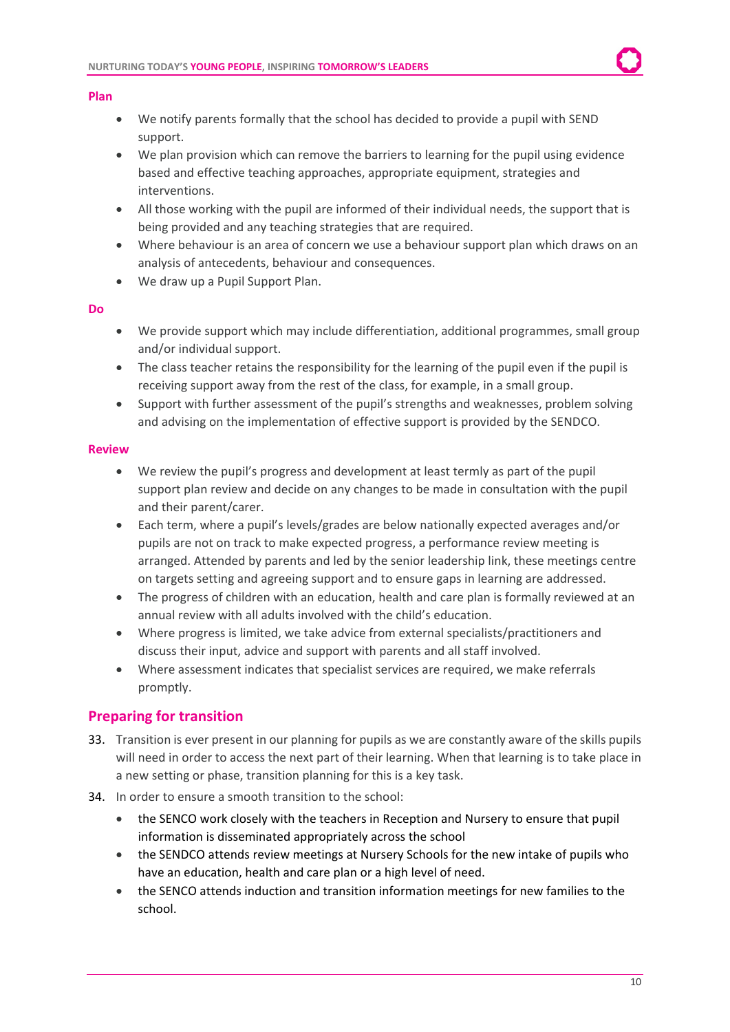### Plan

- We notify parents formally that the school has decided to provide a pupil with SEND support.
- We plan provision which can remove the barriers to learning for the pupil using evidence based and effective teaching approaches, appropriate equipment, strategies and interventions.
- All those working with the pupil are informed of their individual needs, the support that is being provided and any teaching strategies that are required.
- Where behaviour is an area of concern we use a behaviour support plan which draws on an analysis of antecedents, behaviour and consequences.
- We draw up a Pupil Support Plan.

### Do

- We provide support which may include differentiation, additional programmes, small group and/or individual support.
- The class teacher retains the responsibility for the learning of the pupil even if the pupil is receiving support away from the rest of the class, for example, in a small group.
- Support with further assessment of the pupil's strengths and weaknesses, problem solving and advising on the implementation of effective support is provided by the SENDCO.

### Review

- We review the pupil's progress and development at least termly as part of the pupil support plan review and decide on any changes to be made in consultation with the pupil and their parent/carer.
- Each term, where a pupil's levels/grades are below nationally expected averages and/or pupils are not on track to make expected progress, a performance review meeting is arranged. Attended by parents and led by the senior leadership link, these meetings centre on targets setting and agreeing support and to ensure gaps in learning are addressed.
- The progress of children with an education, health and care plan is formally reviewed at an annual review with all adults involved with the child's education.
- Where progress is limited, we take advice from external specialists/practitioners and discuss their input, advice and support with parents and all staff involved.
- Where assessment indicates that specialist services are required, we make referrals promptly.

## Preparing for transition

33. Transition is ever present in our planning for pupils as we are constantly aware of the skills pupils will need in order to access the next part of their learning. When that learning is to take place in a new setting or phase, transition planning for this is a key task.
34. In order to ensure a smooth transition to the school:
    - the SENCO work closely with the teachers in Reception and Nursery to ensure that pupil information is disseminated appropriately across the school
    - the SENDCO attends review meetings at Nursery Schools for the new intake of pupils who have an education, health and care plan or a high level of need.
    - the SENCO attends induction and transition information meetings for new families to the school.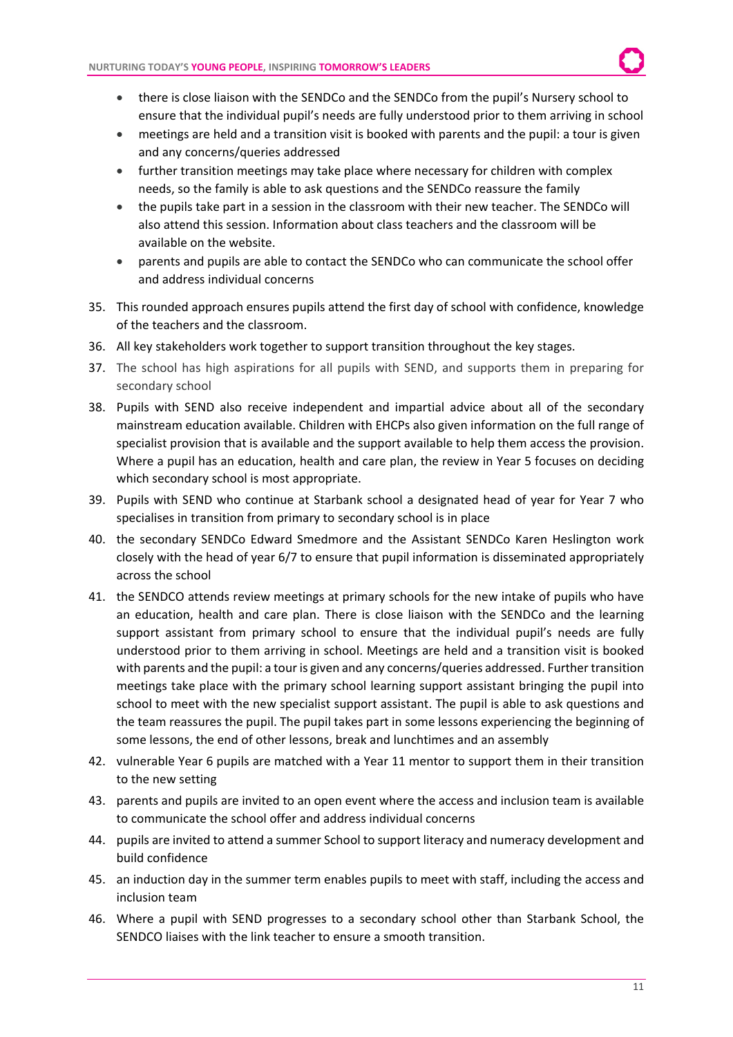- there is close liaison with the SENDCo and the SENDCo from the pupil's Nursery school to ensure that the individual pupil's needs are fully understood prior to them arriving in school
- meetings are held and a transition visit is booked with parents and the pupil: a tour is given and any concerns/queries addressed
- further transition meetings may take place where necessary for children with complex needs, so the family is able to ask questions and the SENDCo reassure the family
- the pupils take part in a session in the classroom with their new teacher. The SENDCo will also attend this session. Information about class teachers and the classroom will be available on the website.
- parents and pupils are able to contact the SENDCo who can communicate the school offer and address individual concerns

35. This rounded approach ensures pupils attend the first day of school with confidence, knowledge of the teachers and the classroom.
36. All key stakeholders work together to support transition throughout the key stages.
37. The school has high aspirations for all pupils with SEND, and supports them in preparing for secondary school
38. Pupils with SEND also receive independent and impartial advice about all of the secondary mainstream education available. Children with EHCPs also given information on the full range of specialist provision that is available and the support available to help them access the provision. Where a pupil has an education, health and care plan, the review in Year 5 focuses on deciding which secondary school is most appropriate.
39. Pupils with SEND who continue at Starbank school a designated head of year for Year 7 who specialises in transition from primary to secondary school is in place
40. the secondary SENDCo Edward Smedmore and the Assistant SENDCo Karen Heslington work closely with the head of year 6/7 to ensure that pupil information is disseminated appropriately across the school
41. the SENDCO attends review meetings at primary schools for the new intake of pupils who have an education, health and care plan. There is close liaison with the SENDCo and the learning support assistant from primary school to ensure that the individual pupil's needs are fully understood prior to them arriving in school. Meetings are held and a transition visit is booked with parents and the pupil: a tour is given and any concerns/queries addressed. Further transition meetings take place with the primary school learning support assistant bringing the pupil into school to meet with the new specialist support assistant. The pupil is able to ask questions and the team reassures the pupil. The pupil takes part in some lessons experiencing the beginning of some lessons, the end of other lessons, break and lunchtimes and an assembly
42. vulnerable Year 6 pupils are matched with a Year 11 mentor to support them in their transition to the new setting
43. parents and pupils are invited to an open event where the access and inclusion team is available to communicate the school offer and address individual concerns
44. pupils are invited to attend a summer School to support literacy and numeracy development and build confidence
45. an induction day in the summer term enables pupils to meet with staff, including the access and inclusion team
46. Where a pupil with SEND progresses to a secondary school other than Starbank School, the SENDCO liaises with the link teacher to ensure a smooth transition.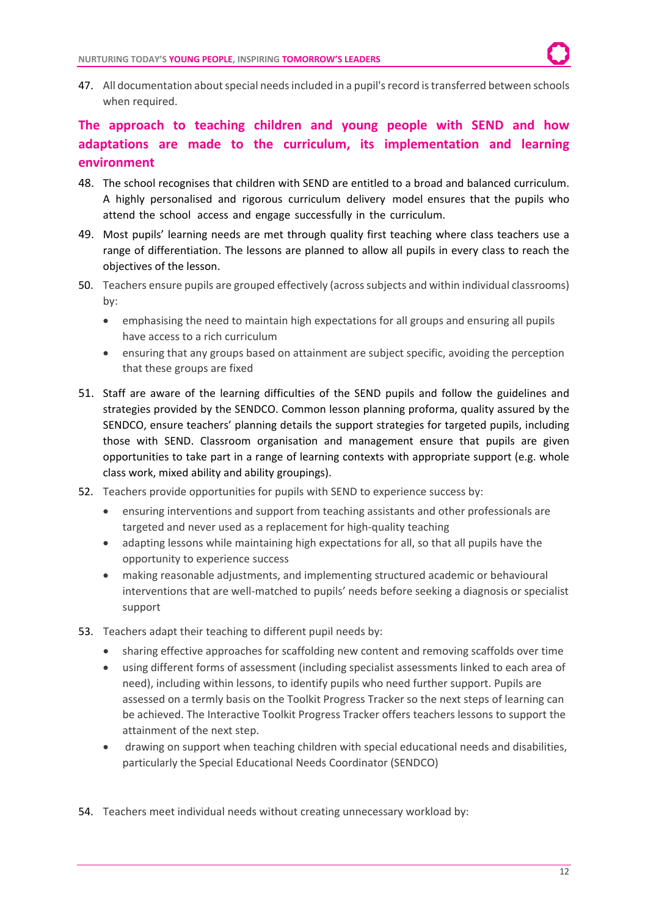47. All documentation about special needs included in a pupil's record is transferred between schools when required.

## The approach to teaching children and young people with SEND and how adaptations are made to the curriculum, its implementation and learning environment

48. The school recognises that children with SEND are entitled to a broad and balanced curriculum. A highly personalised and rigorous curriculum delivery model ensures that the pupils who attend the school access and engage successfully in the curriculum.
49. Most pupils' learning needs are met through quality first teaching where class teachers use a range of differentiation. The lessons are planned to allow all pupils in every class to reach the objectives of the lesson.
50. Teachers ensure pupils are grouped effectively (across subjects and within individual classrooms) by:
    - emphasising the need to maintain high expectations for all groups and ensuring all pupils have access to a rich curriculum
    - ensuring that any groups based on attainment are subject specific, avoiding the perception that these groups are fixed
51. Staff are aware of the learning difficulties of the SEND pupils and follow the guidelines and strategies provided by the SENDCO. Common lesson planning proforma, quality assured by the SENDCO, ensure teachers' planning details the support strategies for targeted pupils, including those with SEND. Classroom organisation and management ensure that pupils are given opportunities to take part in a range of learning contexts with appropriate support (e.g. whole class work, mixed ability and ability groupings).
52. Teachers provide opportunities for pupils with SEND to experience success by:
    - ensuring interventions and support from teaching assistants and other professionals are targeted and never used as a replacement for high-quality teaching
    - adapting lessons while maintaining high expectations for all, so that all pupils have the opportunity to experience success
    - making reasonable adjustments, and implementing structured academic or behavioural interventions that are well-matched to pupils' needs before seeking a diagnosis or specialist support
53. Teachers adapt their teaching to different pupil needs by:
    - sharing effective approaches for scaffolding new content and removing scaffolds over time
    - using different forms of assessment (including specialist assessments linked to each area of need), including within lessons, to identify pupils who need further support. Pupils are assessed on a termly basis on the Toolkit Progress Tracker so the next steps of learning can be achieved. The Interactive Toolkit Progress Tracker offers teachers lessons to support the attainment of the next step.
    - drawing on support when teaching children with special educational needs and disabilities, particularly the Special Educational Needs Coordinator (SENDCO)
54. Teachers meet individual needs without creating unnecessary workload by: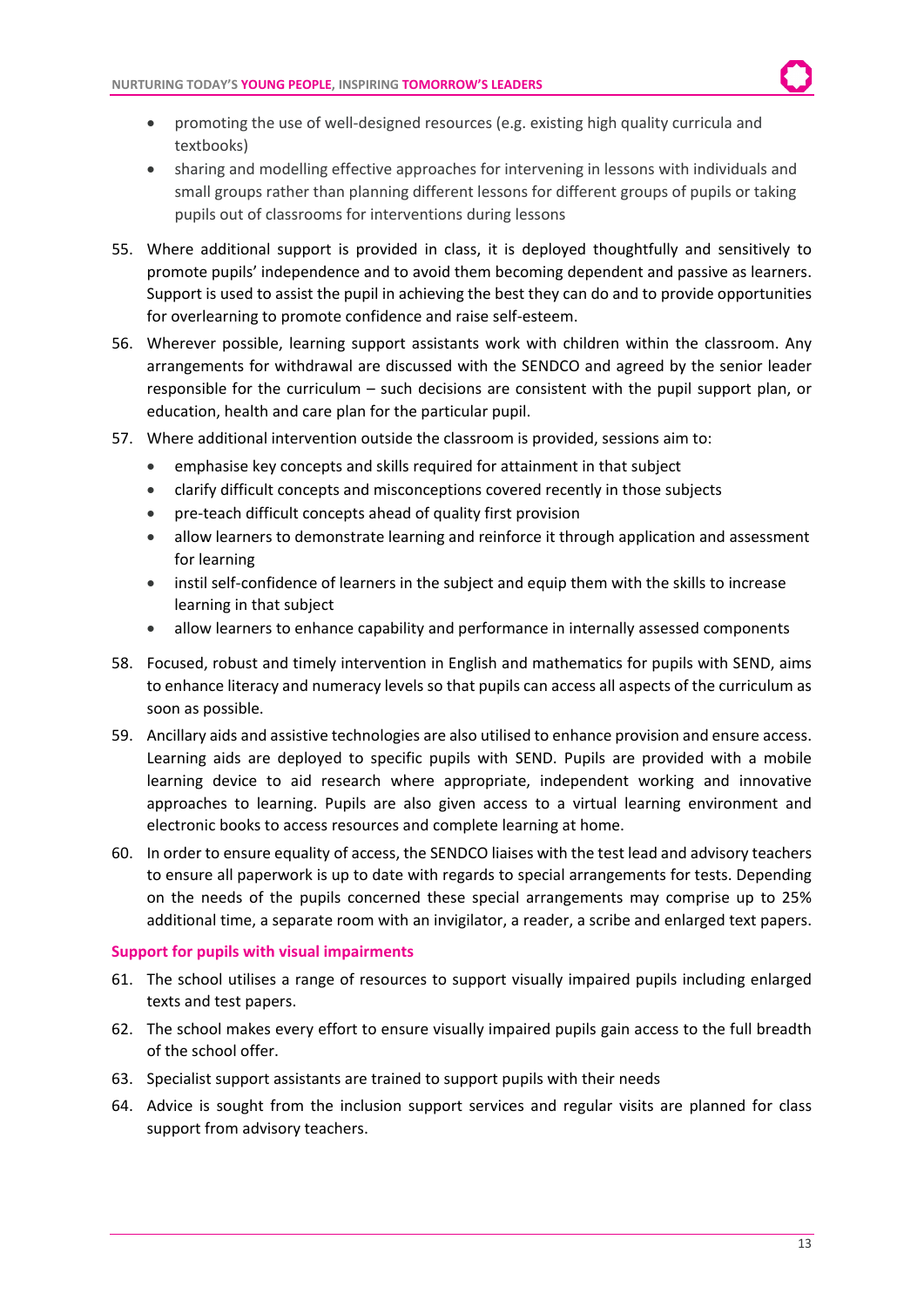- promoting the use of well-designed resources (e.g. existing high quality curricula and textbooks)
- sharing and modelling effective approaches for intervening in lessons with individuals and small groups rather than planning different lessons for different groups of pupils or taking pupils out of classrooms for interventions during lessons

55. Where additional support is provided in class, it is deployed thoughtfully and sensitively to promote pupils' independence and to avoid them becoming dependent and passive as learners. Support is used to assist the pupil in achieving the best they can do and to provide opportunities for overlearning to promote confidence and raise self-esteem.
56. Wherever possible, learning support assistants work with children within the classroom. Any arrangements for withdrawal are discussed with the SENDCO and agreed by the senior leader responsible for the curriculum – such decisions are consistent with the pupil support plan, or education, health and care plan for the particular pupil.
57. Where additional intervention outside the classroom is provided, sessions aim to:
    - emphasise key concepts and skills required for attainment in that subject
    - clarify difficult concepts and misconceptions covered recently in those subjects
    - pre-teach difficult concepts ahead of quality first provision
    - allow learners to demonstrate learning and reinforce it through application and assessment for learning
    - instil self-confidence of learners in the subject and equip them with the skills to increase learning in that subject
    - allow learners to enhance capability and performance in internally assessed components
58. Focused, robust and timely intervention in English and mathematics for pupils with SEND, aims to enhance literacy and numeracy levels so that pupils can access all aspects of the curriculum as soon as possible.
59. Ancillary aids and assistive technologies are also utilised to enhance provision and ensure access. Learning aids are deployed to specific pupils with SEND. Pupils are provided with a mobile learning device to aid research where appropriate, independent working and innovative approaches to learning. Pupils are also given access to a virtual learning environment and electronic books to access resources and complete learning at home.
60. In order to ensure equality of access, the SENDCO liaises with the test lead and advisory teachers to ensure all paperwork is up to date with regards to special arrangements for tests. Depending on the needs of the pupils concerned these special arrangements may comprise up to 25% additional time, a separate room with an invigilator, a reader, a scribe and enlarged text papers.

### Support for pupils with visual impairments

61. The school utilises a range of resources to support visually impaired pupils including enlarged texts and test papers.
62. The school makes every effort to ensure visually impaired pupils gain access to the full breadth of the school offer.
63. Specialist support assistants are trained to support pupils with their needs
64. Advice is sought from the inclusion support services and regular visits are planned for class support from advisory teachers.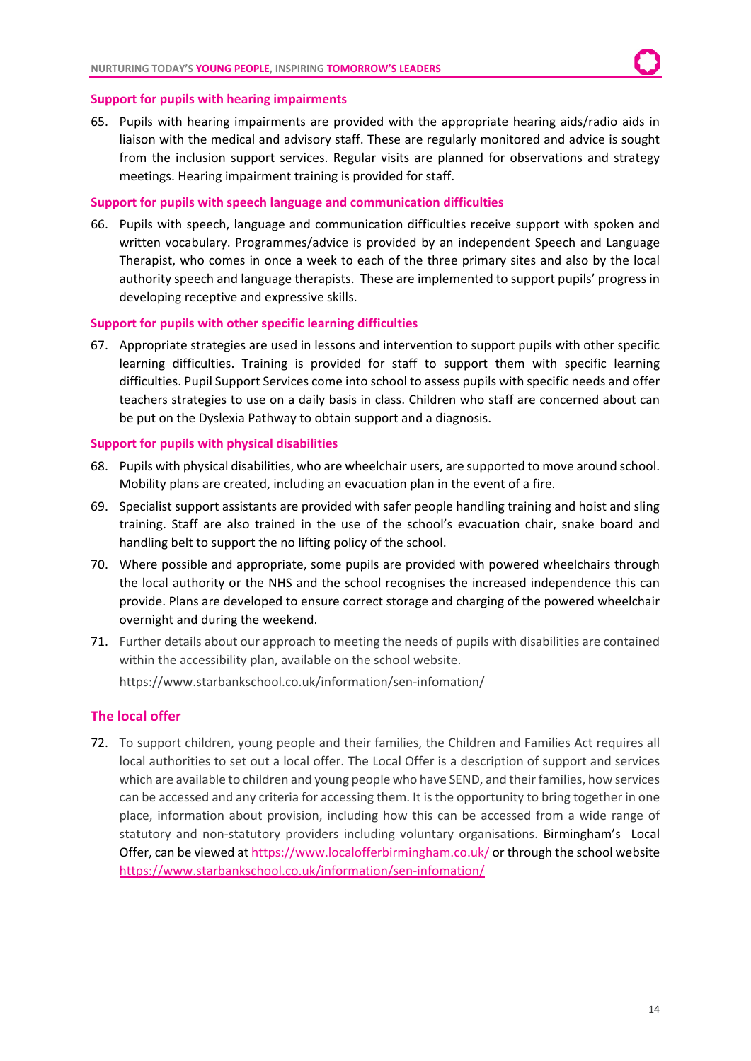### Support for pupils with hearing impairments

65. Pupils with hearing impairments are provided with the appropriate hearing aids/radio aids in liaison with the medical and advisory staff. These are regularly monitored and advice is sought from the inclusion support services. Regular visits are planned for observations and strategy meetings. Hearing impairment training is provided for staff.

### Support for pupils with speech language and communication difficulties

66. Pupils with speech, language and communication difficulties receive support with spoken and written vocabulary. Programmes/advice is provided by an independent Speech and Language Therapist, who comes in once a week to each of the three primary sites and also by the local authority speech and language therapists. These are implemented to support pupils' progress in developing receptive and expressive skills.

### Support for pupils with other specific learning difficulties

67. Appropriate strategies are used in lessons and intervention to support pupils with other specific learning difficulties. Training is provided for staff to support them with specific learning difficulties. Pupil Support Services come into school to assess pupils with specific needs and offer teachers strategies to use on a daily basis in class. Children who staff are concerned about can be put on the Dyslexia Pathway to obtain support and a diagnosis.

### Support for pupils with physical disabilities

68. Pupils with physical disabilities, who are wheelchair users, are supported to move around school. Mobility plans are created, including an evacuation plan in the event of a fire.
69. Specialist support assistants are provided with safer people handling training and hoist and sling training. Staff are also trained in the use of the school's evacuation chair, snake board and handling belt to support the no lifting policy of the school.
70. Where possible and appropriate, some pupils are provided with powered wheelchairs through the local authority or the NHS and the school recognises the increased independence this can provide. Plans are developed to ensure correct storage and charging of the powered wheelchair overnight and during the weekend.
71. Further details about our approach to meeting the needs of pupils with disabilities are contained within the accessibility plan, available on the school website.

    https://www.starbankschool.co.uk/information/sen-infomation/

## The local offer

72. To support children, young people and their families, the Children and Families Act requires all local authorities to set out a local offer. The Local Offer is a description of support and services which are available to children and young people who have SEND, and their families, how services can be accessed and any criteria for accessing them. It is the opportunity to bring together in one place, information about provision, including how this can be accessed from a wide range of statutory and non-statutory providers including voluntary organisations. Birmingham's Local Offer, can be viewed at https://www.localofferbirmingham.co.uk/ or through the school website https://www.starbankschool.co.uk/information/sen-infomation/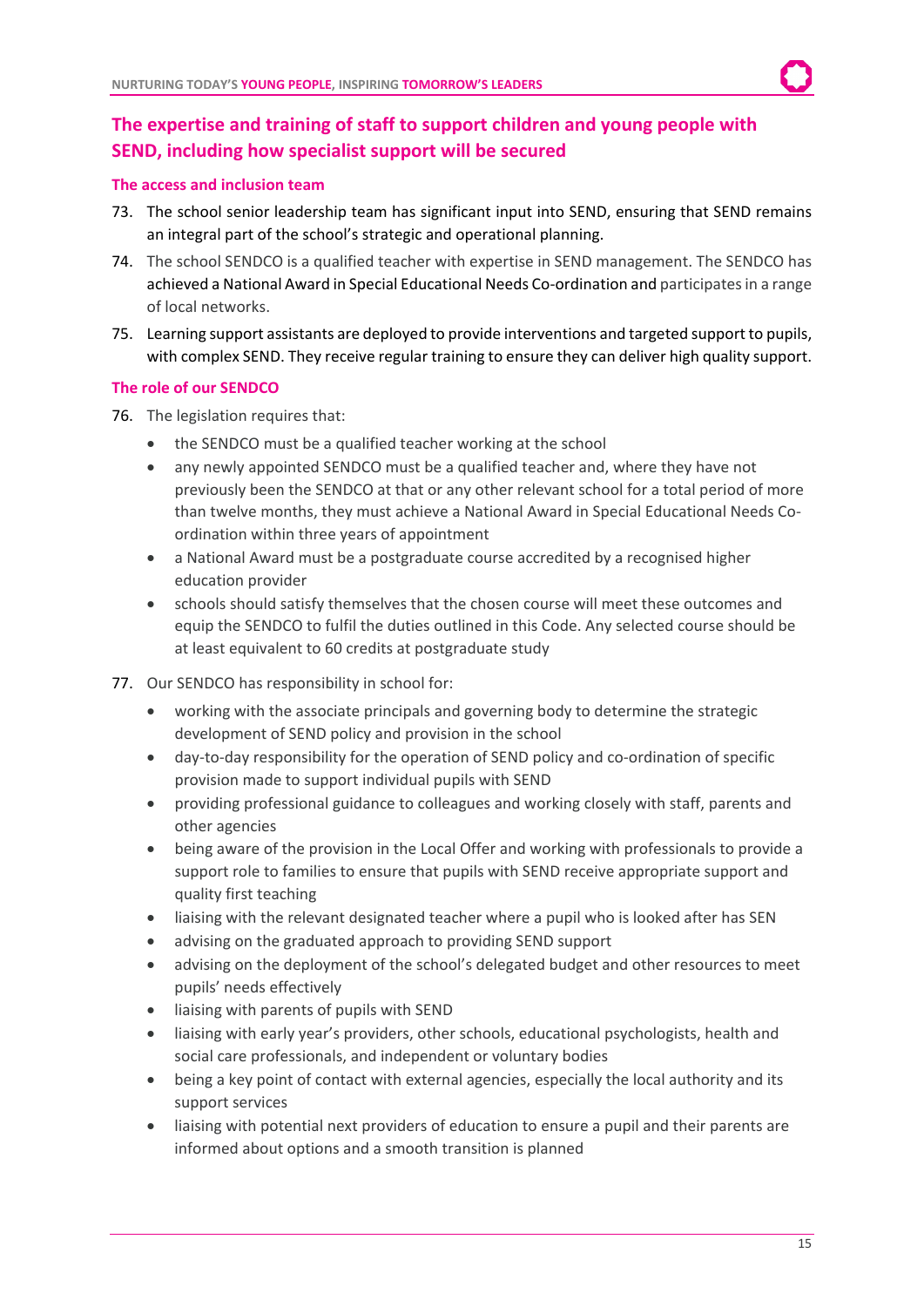## The expertise and training of staff to support children and young people with SEND, including how specialist support will be secured

### The access and inclusion team

73. The school senior leadership team has significant input into SEND, ensuring that SEND remains an integral part of the school's strategic and operational planning.
74. The school SENDCO is a qualified teacher with expertise in SEND management. The SENDCO has achieved a National Award in Special Educational Needs Co-ordination and participates in a range of local networks.
75. Learning support assistants are deployed to provide interventions and targeted support to pupils, with complex SEND. They receive regular training to ensure they can deliver high quality support.

### The role of our SENDCO

76. The legislation requires that:
    - the SENDCO must be a qualified teacher working at the school
    - any newly appointed SENDCO must be a qualified teacher and, where they have not previously been the SENDCO at that or any other relevant school for a total period of more than twelve months, they must achieve a National Award in Special Educational Needs Co-ordination within three years of appointment
    - a National Award must be a postgraduate course accredited by a recognised higher education provider
    - schools should satisfy themselves that the chosen course will meet these outcomes and equip the SENDCO to fulfil the duties outlined in this Code. Any selected course should be at least equivalent to 60 credits at postgraduate study
77. Our SENDCO has responsibility in school for:
    - working with the associate principals and governing body to determine the strategic development of SEND policy and provision in the school
    - day-to-day responsibility for the operation of SEND policy and co-ordination of specific provision made to support individual pupils with SEND
    - providing professional guidance to colleagues and working closely with staff, parents and other agencies
    - being aware of the provision in the Local Offer and working with professionals to provide a support role to families to ensure that pupils with SEND receive appropriate support and quality first teaching
    - liaising with the relevant designated teacher where a pupil who is looked after has SEN
    - advising on the graduated approach to providing SEND support
    - advising on the deployment of the school's delegated budget and other resources to meet pupils' needs effectively
    - liaising with parents of pupils with SEND
    - liaising with early year's providers, other schools, educational psychologists, health and social care professionals, and independent or voluntary bodies
    - being a key point of contact with external agencies, especially the local authority and its support services
    - liaising with potential next providers of education to ensure a pupil and their parents are informed about options and a smooth transition is planned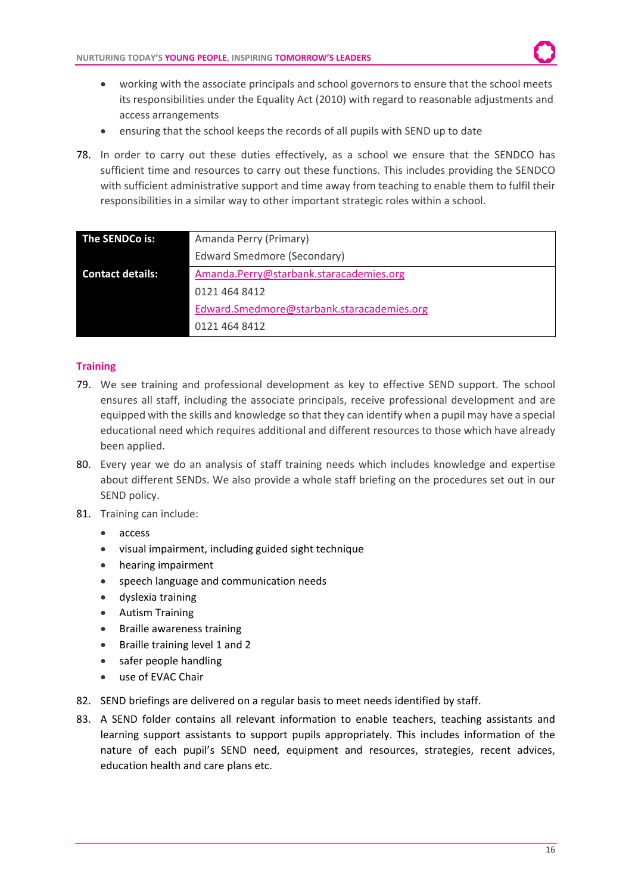- working with the associate principals and school governors to ensure that the school meets its responsibilities under the Equality Act (2010) with regard to reasonable adjustments and access arrangements
- ensuring that the school keeps the records of all pupils with SEND up to date

78. In order to carry out these duties effectively, as a school we ensure that the SENDCO has sufficient time and resources to carry out these functions. This includes providing the SENDCO with sufficient administrative support and time away from teaching to enable them to fulfil their responsibilities in a similar way to other important strategic roles within a school.

| **The SENDCo is:** | Amanda Perry (Primary) |
|---|---|
| | Edward Smedmore (Secondary) |
| **Contact details:** | Amanda.Perry@starbank.staracademies.org |
| | 0121 464 8412 |
| | Edward.Smedmore@starbank.staracademies.org |
| | 0121 464 8412 |

## Training

79. We see training and professional development as key to effective SEND support. The school ensures all staff, including the associate principals, receive professional development and are equipped with the skills and knowledge so that they can identify when a pupil may have a special educational need which requires additional and different resources to those which have already been applied.
80. Every year we do an analysis of staff training needs which includes knowledge and expertise about different SENDs. We also provide a whole staff briefing on the procedures set out in our SEND policy.
81. Training can include:
    - access
    - visual impairment, including guided sight technique
    - hearing impairment
    - speech language and communication needs
    - dyslexia training
    - Autism Training
    - Braille awareness training
    - Braille training level 1 and 2
    - safer people handling
    - use of EVAC Chair
82. SEND briefings are delivered on a regular basis to meet needs identified by staff.
83. A SEND folder contains all relevant information to enable teachers, teaching assistants and learning support assistants to support pupils appropriately. This includes information of the nature of each pupil's SEND need, equipment and resources, strategies, recent advices, education health and care plans etc.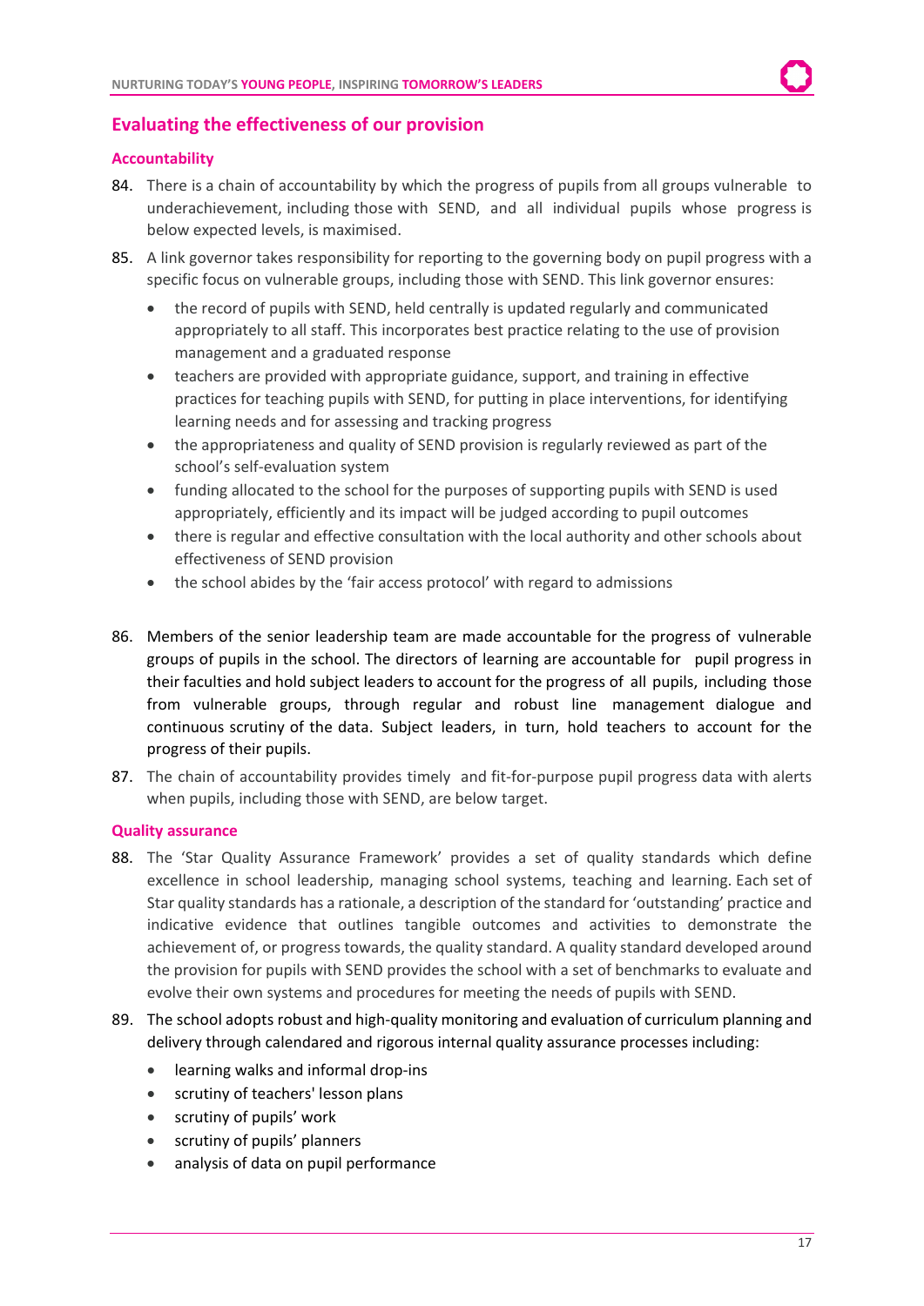## Evaluating the effectiveness of our provision

### Accountability

84. There is a chain of accountability by which the progress of pupils from all groups vulnerable to underachievement, including those with SEND, and all individual pupils whose progress is below expected levels, is maximised.

85. A link governor takes responsibility for reporting to the governing body on pupil progress with a specific focus on vulnerable groups, including those with SEND. This link governor ensures:

    - the record of pupils with SEND, held centrally is updated regularly and communicated appropriately to all staff. This incorporates best practice relating to the use of provision management and a graduated response
    - teachers are provided with appropriate guidance, support, and training in effective practices for teaching pupils with SEND, for putting in place interventions, for identifying learning needs and for assessing and tracking progress
    - the appropriateness and quality of SEND provision is regularly reviewed as part of the school's self-evaluation system
    - funding allocated to the school for the purposes of supporting pupils with SEND is used appropriately, efficiently and its impact will be judged according to pupil outcomes
    - there is regular and effective consultation with the local authority and other schools about effectiveness of SEND provision
    - the school abides by the 'fair access protocol' with regard to admissions

86. Members of the senior leadership team are made accountable for the progress of vulnerable groups of pupils in the school. The directors of learning are accountable for pupil progress in their faculties and hold subject leaders to account for the progress of all pupils, including those from vulnerable groups, through regular and robust line management dialogue and continuous scrutiny of the data. Subject leaders, in turn, hold teachers to account for the progress of their pupils.

87. The chain of accountability provides timely and fit-for-purpose pupil progress data with alerts when pupils, including those with SEND, are below target.

### Quality assurance

88. The 'Star Quality Assurance Framework' provides a set of quality standards which define excellence in school leadership, managing school systems, teaching and learning. Each set of Star quality standards has a rationale, a description of the standard for 'outstanding' practice and indicative evidence that outlines tangible outcomes and activities to demonstrate the achievement of, or progress towards, the quality standard. A quality standard developed around the provision for pupils with SEND provides the school with a set of benchmarks to evaluate and evolve their own systems and procedures for meeting the needs of pupils with SEND.

89. The school adopts robust and high-quality monitoring and evaluation of curriculum planning and delivery through calendared and rigorous internal quality assurance processes including:

    - learning walks and informal drop-ins
    - scrutiny of teachers' lesson plans
    - scrutiny of pupils' work
    - scrutiny of pupils' planners
    - analysis of data on pupil performance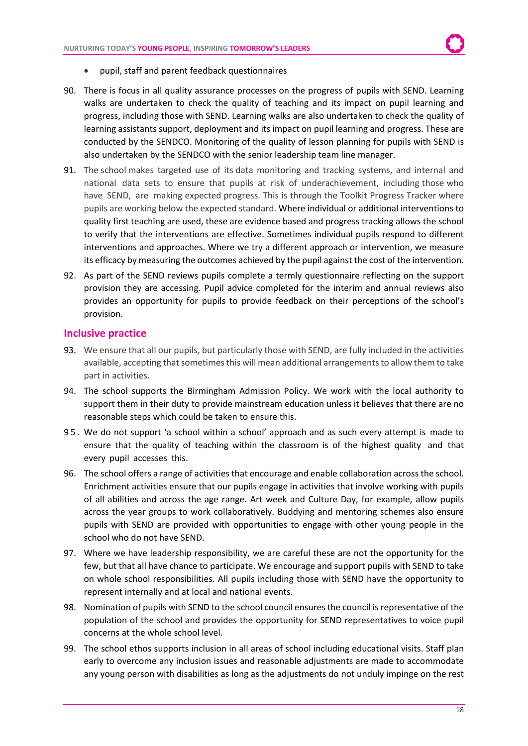- pupil, staff and parent feedback questionnaires

90. There is focus in all quality assurance processes on the progress of pupils with SEND. Learning walks are undertaken to check the quality of teaching and its impact on pupil learning and progress, including those with SEND. Learning walks are also undertaken to check the quality of learning assistants support, deployment and its impact on pupil learning and progress. These are conducted by the SENDCO. Monitoring of the quality of lesson planning for pupils with SEND is also undertaken by the SENDCO with the senior leadership team line manager.

91. The school makes targeted use of its data monitoring and tracking systems, and internal and national data sets to ensure that pupils at risk of underachievement, including those who have SEND, are making expected progress. This is through the Toolkit Progress Tracker where pupils are working below the expected standard. Where individual or additional interventions to quality first teaching are used, these are evidence based and progress tracking allows the school to verify that the interventions are effective. Sometimes individual pupils respond to different interventions and approaches. Where we try a different approach or intervention, we measure its efficacy by measuring the outcomes achieved by the pupil against the cost of the intervention.

92. As part of the SEND reviews pupils complete a termly questionnaire reflecting on the support provision they are accessing. Pupil advice completed for the interim and annual reviews also provides an opportunity for pupils to provide feedback on their perceptions of the school's provision.

## Inclusive practice

93. We ensure that all our pupils, but particularly those with SEND, are fully included in the activities available, accepting that sometimes this will mean additional arrangements to allow them to take part in activities.

94. The school supports the Birmingham Admission Policy. We work with the local authority to support them in their duty to provide mainstream education unless it believes that there are no reasonable steps which could be taken to ensure this.

95. We do not support 'a school within a school' approach and as such every attempt is made to ensure that the quality of teaching within the classroom is of the highest quality and that every pupil accesses this.

96. The school offers a range of activities that encourage and enable collaboration across the school. Enrichment activities ensure that our pupils engage in activities that involve working with pupils of all abilities and across the age range. Art week and Culture Day, for example, allow pupils across the year groups to work collaboratively. Buddying and mentoring schemes also ensure pupils with SEND are provided with opportunities to engage with other young people in the school who do not have SEND.

97. Where we have leadership responsibility, we are careful these are not the opportunity for the few, but that all have chance to participate. We encourage and support pupils with SEND to take on whole school responsibilities. All pupils including those with SEND have the opportunity to represent internally and at local and national events.

98. Nomination of pupils with SEND to the school council ensures the council is representative of the population of the school and provides the opportunity for SEND representatives to voice pupil concerns at the whole school level.

99. The school ethos supports inclusion in all areas of school including educational visits. Staff plan early to overcome any inclusion issues and reasonable adjustments are made to accommodate any young person with disabilities as long as the adjustments do not unduly impinge on the rest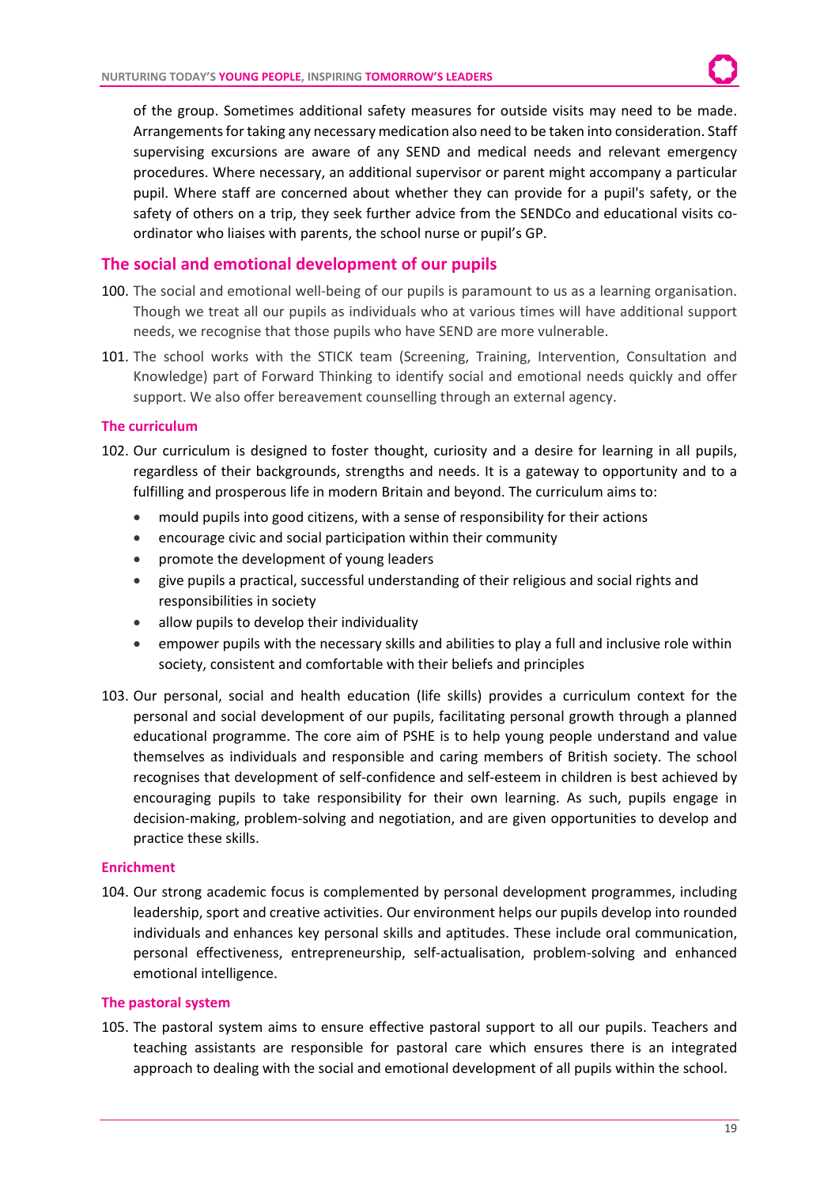of the group. Sometimes additional safety measures for outside visits may need to be made. Arrangements for taking any necessary medication also need to be taken into consideration. Staff supervising excursions are aware of any SEND and medical needs and relevant emergency procedures. Where necessary, an additional supervisor or parent might accompany a particular pupil. Where staff are concerned about whether they can provide for a pupil's safety, or the safety of others on a trip, they seek further advice from the SENDCo and educational visits co-ordinator who liaises with parents, the school nurse or pupil's GP.

## The social and emotional development of our pupils

100. The social and emotional well-being of our pupils is paramount to us as a learning organisation. Though we treat all our pupils as individuals who at various times will have additional support needs, we recognise that those pupils who have SEND are more vulnerable.

101. The school works with the STICK team (Screening, Training, Intervention, Consultation and Knowledge) part of Forward Thinking to identify social and emotional needs quickly and offer support. We also offer bereavement counselling through an external agency.

### The curriculum

102. Our curriculum is designed to foster thought, curiosity and a desire for learning in all pupils, regardless of their backgrounds, strengths and needs. It is a gateway to opportunity and to a fulfilling and prosperous life in modern Britain and beyond. The curriculum aims to:

   - mould pupils into good citizens, with a sense of responsibility for their actions
   - encourage civic and social participation within their community
   - promote the development of young leaders
   - give pupils a practical, successful understanding of their religious and social rights and responsibilities in society
   - allow pupils to develop their individuality
   - empower pupils with the necessary skills and abilities to play a full and inclusive role within society, consistent and comfortable with their beliefs and principles

103. Our personal, social and health education (life skills) provides a curriculum context for the personal and social development of our pupils, facilitating personal growth through a planned educational programme. The core aim of PSHE is to help young people understand and value themselves as individuals and responsible and caring members of British society. The school recognises that development of self-confidence and self-esteem in children is best achieved by encouraging pupils to take responsibility for their own learning. As such, pupils engage in decision-making, problem-solving and negotiation, and are given opportunities to develop and practice these skills.

### Enrichment

104. Our strong academic focus is complemented by personal development programmes, including leadership, sport and creative activities. Our environment helps our pupils develop into rounded individuals and enhances key personal skills and aptitudes. These include oral communication, personal effectiveness, entrepreneurship, self-actualisation, problem-solving and enhanced emotional intelligence.

### The pastoral system

105. The pastoral system aims to ensure effective pastoral support to all our pupils. Teachers and teaching assistants are responsible for pastoral care which ensures there is an integrated approach to dealing with the social and emotional development of all pupils within the school.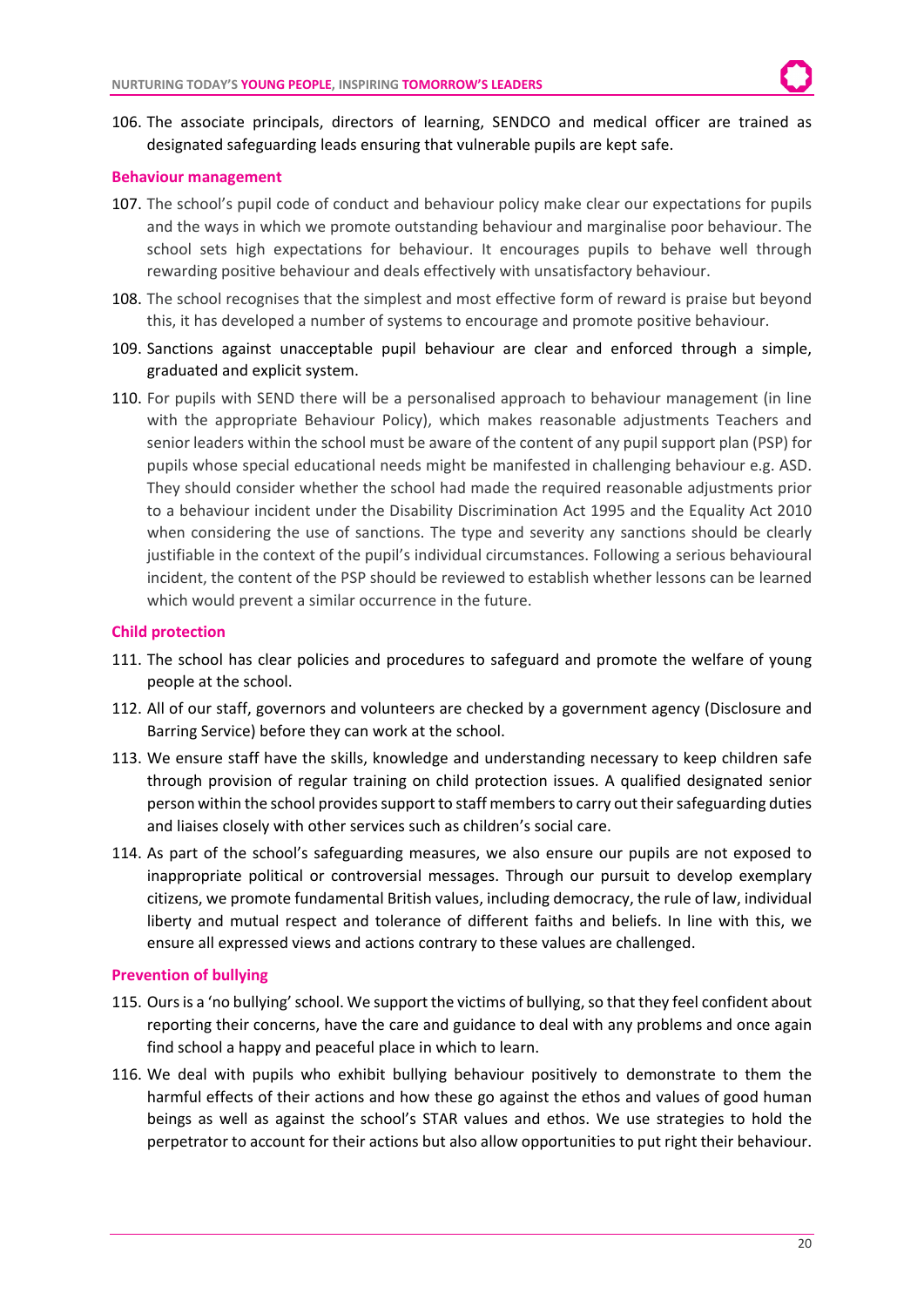106. The associate principals, directors of learning, SENDCO and medical officer are trained as designated safeguarding leads ensuring that vulnerable pupils are kept safe.

## Behaviour management

107. The school's pupil code of conduct and behaviour policy make clear our expectations for pupils and the ways in which we promote outstanding behaviour and marginalise poor behaviour. The school sets high expectations for behaviour. It encourages pupils to behave well through rewarding positive behaviour and deals effectively with unsatisfactory behaviour.
108. The school recognises that the simplest and most effective form of reward is praise but beyond this, it has developed a number of systems to encourage and promote positive behaviour.
109. Sanctions against unacceptable pupil behaviour are clear and enforced through a simple, graduated and explicit system.
110. For pupils with SEND there will be a personalised approach to behaviour management (in line with the appropriate Behaviour Policy), which makes reasonable adjustments Teachers and senior leaders within the school must be aware of the content of any pupil support plan (PSP) for pupils whose special educational needs might be manifested in challenging behaviour e.g. ASD. They should consider whether the school had made the required reasonable adjustments prior to a behaviour incident under the Disability Discrimination Act 1995 and the Equality Act 2010 when considering the use of sanctions. The type and severity any sanctions should be clearly justifiable in the context of the pupil's individual circumstances. Following a serious behavioural incident, the content of the PSP should be reviewed to establish whether lessons can be learned which would prevent a similar occurrence in the future.

## Child protection

111. The school has clear policies and procedures to safeguard and promote the welfare of young people at the school.
112. All of our staff, governors and volunteers are checked by a government agency (Disclosure and Barring Service) before they can work at the school.
113. We ensure staff have the skills, knowledge and understanding necessary to keep children safe through provision of regular training on child protection issues. A qualified designated senior person within the school provides support to staff members to carry out their safeguarding duties and liaises closely with other services such as children's social care.
114. As part of the school's safeguarding measures, we also ensure our pupils are not exposed to inappropriate political or controversial messages. Through our pursuit to develop exemplary citizens, we promote fundamental British values, including democracy, the rule of law, individual liberty and mutual respect and tolerance of different faiths and beliefs. In line with this, we ensure all expressed views and actions contrary to these values are challenged.

## Prevention of bullying

115. Ours is a 'no bullying' school. We support the victims of bullying, so that they feel confident about reporting their concerns, have the care and guidance to deal with any problems and once again find school a happy and peaceful place in which to learn.
116. We deal with pupils who exhibit bullying behaviour positively to demonstrate to them the harmful effects of their actions and how these go against the ethos and values of good human beings as well as against the school's STAR values and ethos. We use strategies to hold the perpetrator to account for their actions but also allow opportunities to put right their behaviour.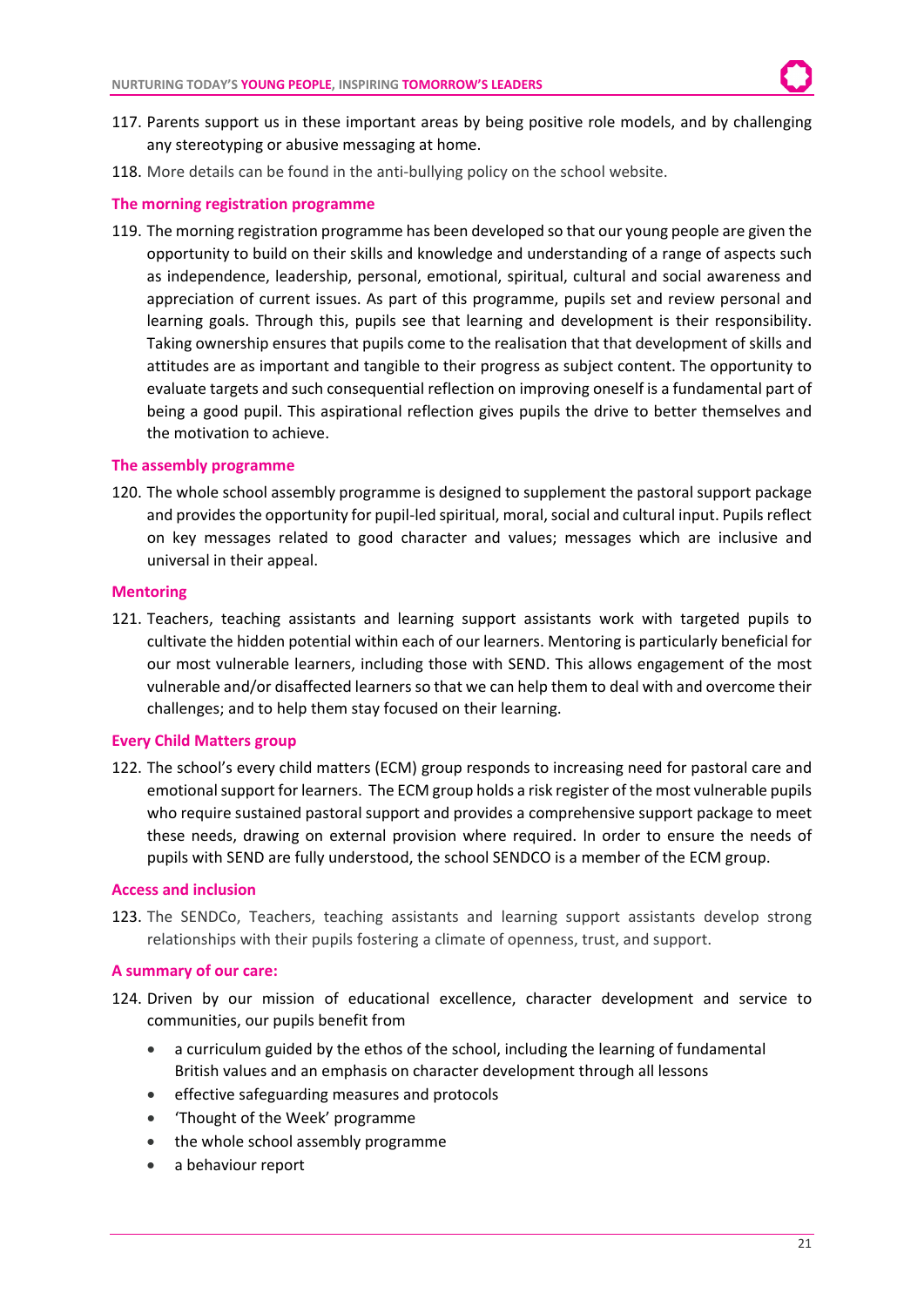117. Parents support us in these important areas by being positive role models, and by challenging any stereotyping or abusive messaging at home.
118. More details can be found in the anti-bullying policy on the school website.

### The morning registration programme

119. The morning registration programme has been developed so that our young people are given the opportunity to build on their skills and knowledge and understanding of a range of aspects such as independence, leadership, personal, emotional, spiritual, cultural and social awareness and appreciation of current issues. As part of this programme, pupils set and review personal and learning goals. Through this, pupils see that learning and development is their responsibility. Taking ownership ensures that pupils come to the realisation that that development of skills and attitudes are as important and tangible to their progress as subject content. The opportunity to evaluate targets and such consequential reflection on improving oneself is a fundamental part of being a good pupil. This aspirational reflection gives pupils the drive to better themselves and the motivation to achieve.

### The assembly programme

120. The whole school assembly programme is designed to supplement the pastoral support package and provides the opportunity for pupil-led spiritual, moral, social and cultural input. Pupils reflect on key messages related to good character and values; messages which are inclusive and universal in their appeal.

### Mentoring

121. Teachers, teaching assistants and learning support assistants work with targeted pupils to cultivate the hidden potential within each of our learners. Mentoring is particularly beneficial for our most vulnerable learners, including those with SEND. This allows engagement of the most vulnerable and/or disaffected learners so that we can help them to deal with and overcome their challenges; and to help them stay focused on their learning.

### Every Child Matters group

122. The school's every child matters (ECM) group responds to increasing need for pastoral care and emotional support for learners. The ECM group holds a risk register of the most vulnerable pupils who require sustained pastoral support and provides a comprehensive support package to meet these needs, drawing on external provision where required. In order to ensure the needs of pupils with SEND are fully understood, the school SENDCO is a member of the ECM group.

### Access and inclusion

123. The SENDCo, Teachers, teaching assistants and learning support assistants develop strong relationships with their pupils fostering a climate of openness, trust, and support.

### A summary of our care:

124. Driven by our mission of educational excellence, character development and service to communities, our pupils benefit from
    - a curriculum guided by the ethos of the school, including the learning of fundamental British values and an emphasis on character development through all lessons
    - effective safeguarding measures and protocols
    - 'Thought of the Week' programme
    - the whole school assembly programme
    - a behaviour report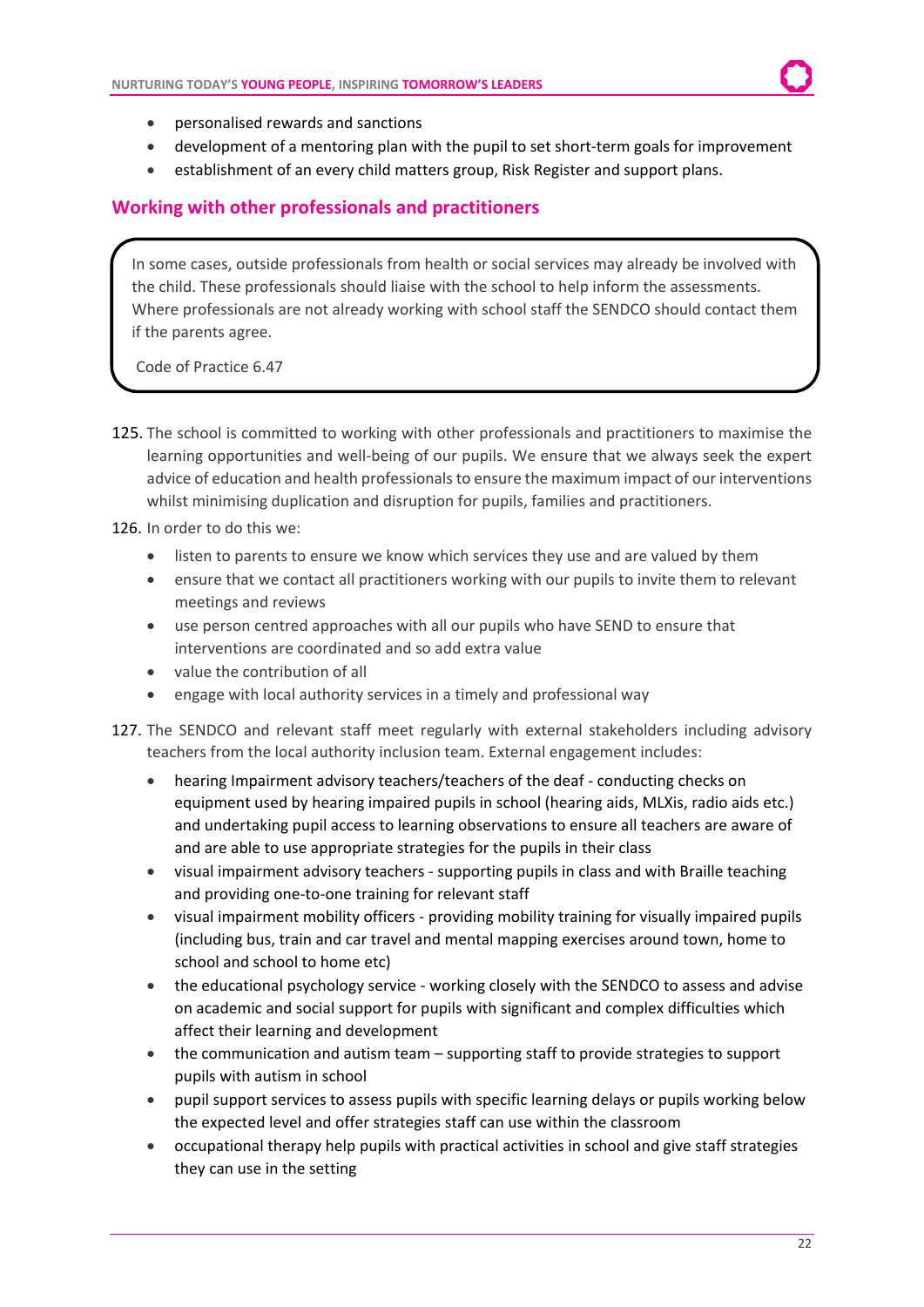- personalised rewards and sanctions
- development of a mentoring plan with the pupil to set short-term goals for improvement
- establishment of an every child matters group, Risk Register and support plans.

## Working with other professionals and practitioners

> In some cases, outside professionals from health or social services may already be involved with the child. These professionals should liaise with the school to help inform the assessments. Where professionals are not already working with school staff the SENDCO should contact them if the parents agree.
>
> Code of Practice 6.47

125. The school is committed to working with other professionals and practitioners to maximise the learning opportunities and well-being of our pupils. We ensure that we always seek the expert advice of education and health professionals to ensure the maximum impact of our interventions whilst minimising duplication and disruption for pupils, families and practitioners.

126. In order to do this we:
    - listen to parents to ensure we know which services they use and are valued by them
    - ensure that we contact all practitioners working with our pupils to invite them to relevant meetings and reviews
    - use person centred approaches with all our pupils who have SEND to ensure that interventions are coordinated and so add extra value
    - value the contribution of all
    - engage with local authority services in a timely and professional way

127. The SENDCO and relevant staff meet regularly with external stakeholders including advisory teachers from the local authority inclusion team. External engagement includes:
    - hearing Impairment advisory teachers/teachers of the deaf - conducting checks on equipment used by hearing impaired pupils in school (hearing aids, MLXis, radio aids etc.) and undertaking pupil access to learning observations to ensure all teachers are aware of and are able to use appropriate strategies for the pupils in their class
    - visual impairment advisory teachers - supporting pupils in class and with Braille teaching and providing one-to-one training for relevant staff
    - visual impairment mobility officers - providing mobility training for visually impaired pupils (including bus, train and car travel and mental mapping exercises around town, home to school and school to home etc)
    - the educational psychology service - working closely with the SENDCO to assess and advise on academic and social support for pupils with significant and complex difficulties which affect their learning and development
    - the communication and autism team – supporting staff to provide strategies to support pupils with autism in school
    - pupil support services to assess pupils with specific learning delays or pupils working below the expected level and offer strategies staff can use within the classroom
    - occupational therapy help pupils with practical activities in school and give staff strategies they can use in the setting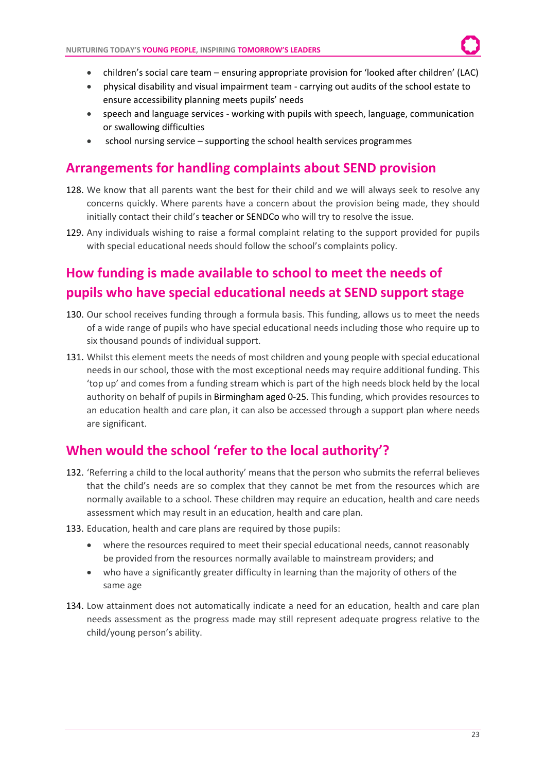- children's social care team – ensuring appropriate provision for 'looked after children' (LAC)
- physical disability and visual impairment team - carrying out audits of the school estate to ensure accessibility planning meets pupils' needs
- speech and language services - working with pupils with speech, language, communication or swallowing difficulties
- school nursing service – supporting the school health services programmes

## Arrangements for handling complaints about SEND provision

128. We know that all parents want the best for their child and we will always seek to resolve any concerns quickly. Where parents have a concern about the provision being made, they should initially contact their child's teacher or SENDCo who will try to resolve the issue.
129. Any individuals wishing to raise a formal complaint relating to the support provided for pupils with special educational needs should follow the school's complaints policy.

## How funding is made available to school to meet the needs of pupils who have special educational needs at SEND support stage

130. Our school receives funding through a formula basis. This funding, allows us to meet the needs of a wide range of pupils who have special educational needs including those who require up to six thousand pounds of individual support.
131. Whilst this element meets the needs of most children and young people with special educational needs in our school, those with the most exceptional needs may require additional funding. This 'top up' and comes from a funding stream which is part of the high needs block held by the local authority on behalf of pupils in Birmingham aged 0-25. This funding, which provides resources to an education health and care plan, it can also be accessed through a support plan where needs are significant.

## When would the school 'refer to the local authority'?

132. 'Referring a child to the local authority' means that the person who submits the referral believes that the child's needs are so complex that they cannot be met from the resources which are normally available to a school. These children may require an education, health and care needs assessment which may result in an education, health and care plan.
133. Education, health and care plans are required by those pupils:
    - where the resources required to meet their special educational needs, cannot reasonably be provided from the resources normally available to mainstream providers; and
    - who have a significantly greater difficulty in learning than the majority of others of the same age
134. Low attainment does not automatically indicate a need for an education, health and care plan needs assessment as the progress made may still represent adequate progress relative to the child/young person's ability.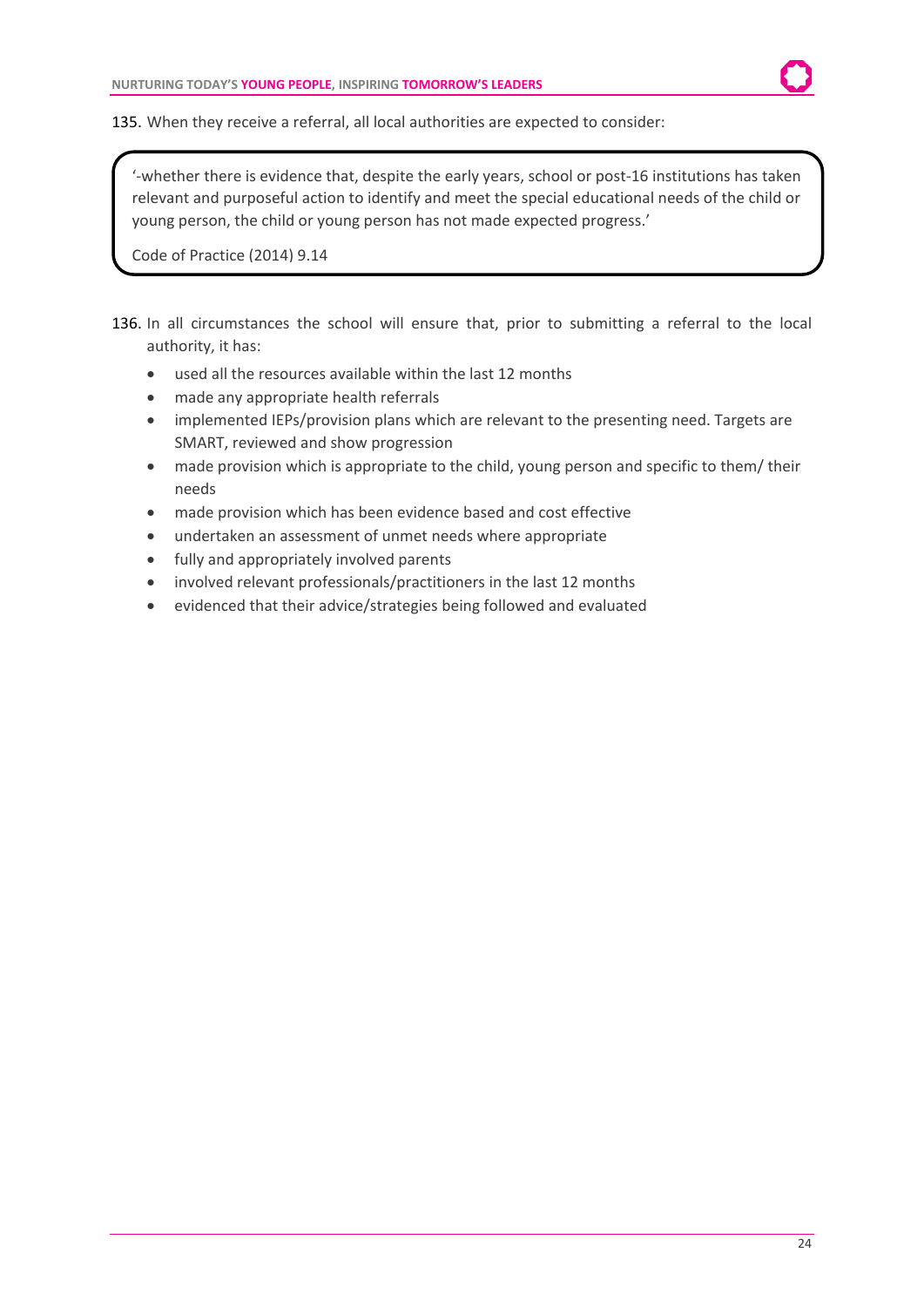135. When they receive a referral, all local authorities are expected to consider:

> '-whether there is evidence that, despite the early years, school or post-16 institutions has taken relevant and purposeful action to identify and meet the special educational needs of the child or young person, the child or young person has not made expected progress.'
>
> Code of Practice (2014) 9.14

136. In all circumstances the school will ensure that, prior to submitting a referral to the local authority, it has:

- used all the resources available within the last 12 months
- made any appropriate health referrals
- implemented IEPs/provision plans which are relevant to the presenting need. Targets are SMART, reviewed and show progression
- made provision which is appropriate to the child, young person and specific to them/ their needs
- made provision which has been evidence based and cost effective
- undertaken an assessment of unmet needs where appropriate
- fully and appropriately involved parents
- involved relevant professionals/practitioners in the last 12 months
- evidenced that their advice/strategies being followed and evaluated